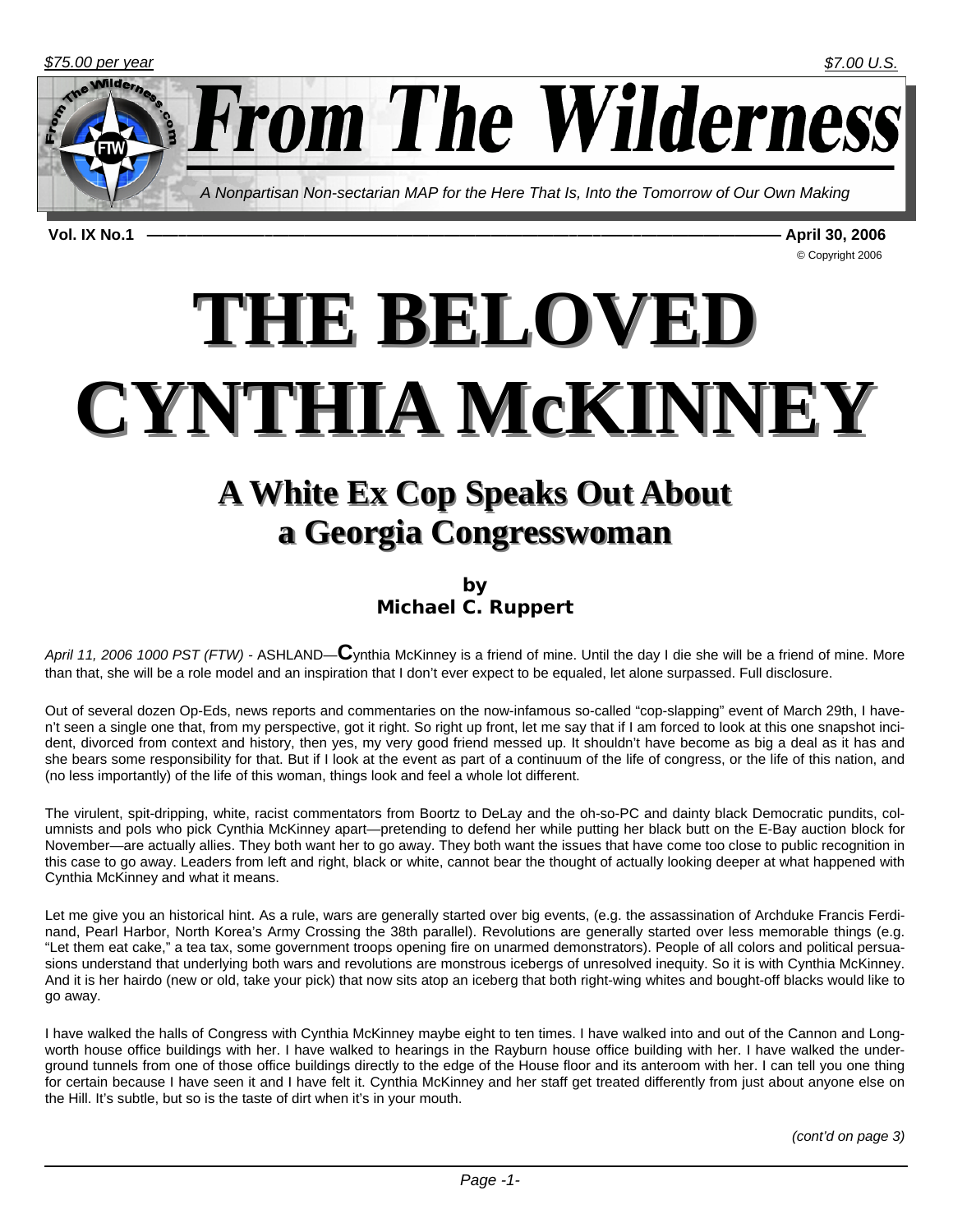$75.00 per year $7.00 U.S.

# From The Wilderness

*A Nonpartisan Non-sectarian MAP for the Here That Is, Into the Tomorrow of Our Own Making*

**Vol. IX No.1** — **April 30, 2006**

© Copyright 2006

# THE BELOVED CYNTHIA McKINNEY

## A White Ex Cop Speaks Out About a Georgia Congresswoman

**by**
**Michael C. Ruppert**

*April 11, 2006 1000 PST (FTW)* - ASHLAND—**C**ynthia McKinney is a friend of mine. Until the day I die she will be a friend of mine. More than that, she will be a role model and an inspiration that I don't ever expect to be equaled, let alone surpassed. Full disclosure.

Out of several dozen Op-Eds, news reports and commentaries on the now-infamous so-called "cop-slapping" event of March 29th, I haven't seen a single one that, from my perspective, got it right. So right up front, let me say that if I am forced to look at this one snapshot incident, divorced from context and history, then yes, my very good friend messed up. It shouldn't have become as big a deal as it has and she bears some responsibility for that. But if I look at the event as part of a continuum of the life of congress, or the life of this nation, and (no less importantly) of the life of this woman, things look and feel a whole lot different.

The virulent, spit-dripping, white, racist commentators from Boortz to DeLay and the oh-so-PC and dainty black Democratic pundits, columnists and pols who pick Cynthia McKinney apart—pretending to defend her while putting her black butt on the E-Bay auction block for November—are actually allies. They both want her to go away. They both want the issues that have come too close to public recognition in this case to go away. Leaders from left and right, black or white, cannot bear the thought of actually looking deeper at what happened with Cynthia McKinney and what it means.

Let me give you an historical hint. As a rule, wars are generally started over big events, (e.g. the assassination of Archduke Francis Ferdinand, Pearl Harbor, North Korea's Army Crossing the 38th parallel). Revolutions are generally started over less memorable things (e.g. "Let them eat cake," a tea tax, some government troops opening fire on unarmed demonstrators). People of all colors and political persuasions understand that underlying both wars and revolutions are monstrous icebergs of unresolved inequity. So it is with Cynthia McKinney. And it is her hairdo (new or old, take your pick) that now sits atop an iceberg that both right-wing whites and bought-off blacks would like to go away.

I have walked the halls of Congress with Cynthia McKinney maybe eight to ten times. I have walked into and out of the Cannon and Longworth house office buildings with her. I have walked to hearings in the Rayburn house office building with her. I have walked the underground tunnels from one of those office buildings directly to the edge of the House floor and its anteroom with her. I can tell you one thing for certain because I have seen it and I have felt it. Cynthia McKinney and her staff get treated differently from just about anyone else on the Hill. It's subtle, but so is the taste of dirt when it's in your mouth.

*(cont'd on page 3)*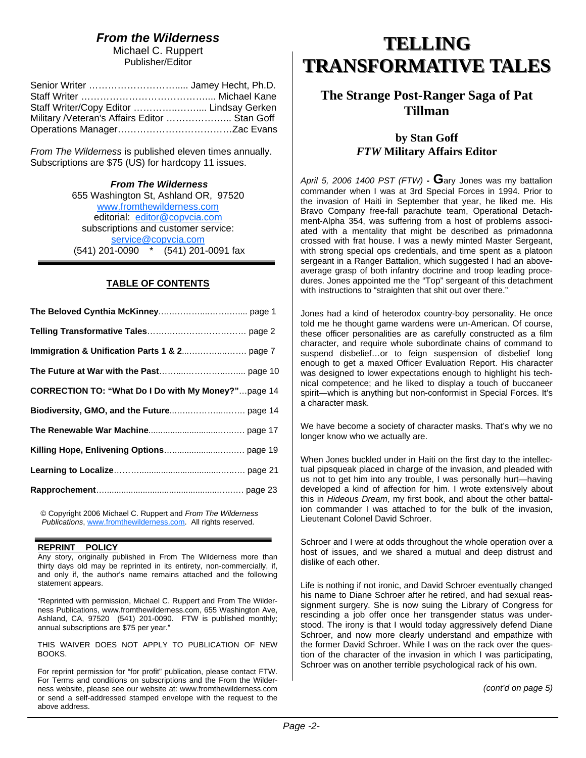## *From the Wilderness*

Michael C. Ruppert
Publisher/Editor

Senior Writer ……………………….... Jamey Hecht, Ph.D.
Staff Writer ………………………………….... Michael Kane
Staff Writer/Copy Editor ……………….….... Lindsay Gerken
Military /Veteran's Affairs Editor ………………... Stan Goff
Operations Manager………………………………Zac Evans

*From The Wilderness* is published eleven times annually. Subscriptions are $75 (US) for hardcopy 11 issues.

***From The Wilderness***
655 Washington St, Ashland OR, 97520
www.fromthewilderness.com
editorial: editor@copvcia.com
subscriptions and customer service:
service@copvcia.com
(541) 201-0090 * (541) 201-0091 fax

### TABLE OF CONTENTS

**The Beloved Cynthia McKinney**……………..……….…... page 1

**Telling Transformative Tales**……………………………… page 2

**Immigration & Unification Parts 1 & 2**…………..….…… page 7

**The Future at War with the Past**……..………….…..….. page 10

**CORRECTION TO: "What Do I Do with My Money?"**…page 14

**Biodiversity, GMO, and the Future**……………..….…… page 14

**The Renewable War Machine**…………………………… page 17

**Killing Hope, Enlivening Options**………………………… page 19

**Learning to Localize**………………………………………… page 21

**Rapprochement**……………………………………………… page 23

© Copyright 2006 Michael C. Ruppert and *From The Wilderness Publications*, www.fromthewilderness.com. All rights reserved.

**REPRINT POLICY**

Any story, originally published in From The Wilderness more than thirty days old may be reprinted in its entirety, non-commercially, if, and only if, the author's name remains attached and the following statement appears.

"Reprinted with permission, Michael C. Ruppert and From The Wilderness Publications, www.fromthewilderness.com, 655 Washington Ave, Ashland, CA, 97520 (541) 201-0090. FTW is published monthly; annual subscriptions are $75 per year."

THIS WAIVER DOES NOT APPLY TO PUBLICATION OF NEW BOOKS.

For reprint permission for "for profit" publication, please contact FTW. For Terms and conditions on subscriptions and the From the Wilderness website, please see our website at: www.fromthewilderness.com or send a self-addressed stamped envelope with the request to the above address.

# TELLING TRANSFORMATIVE TALES

## The Strange Post-Ranger Saga of Pat Tillman

### by Stan Goff
### *FTW* Military Affairs Editor

*April 5, 2006 1400 PST (FTW)* **-** Gary Jones was my battalion commander when I was at 3rd Special Forces in 1994. Prior to the invasion of Haiti in September that year, he liked me. His Bravo Company free-fall parachute team, Operational Detachment-Alpha 354, was suffering from a host of problems associated with a mentality that might be described as primadonna crossed with frat house. I was a newly minted Master Sergeant, with strong special ops credentials, and time spent as a platoon sergeant in a Ranger Battalion, which suggested I had an above-average grasp of both infantry doctrine and troop leading procedures. Jones appointed me the "Top" sergeant of this detachment with instructions to "straighten that shit out over there."

Jones had a kind of heterodox country-boy personality. He once told me he thought game wardens were un-American. Of course, these officer personalities are as carefully constructed as a film character, and require whole subordinate chains of command to suspend disbelief…or to feign suspension of disbelief long enough to get a maxed Officer Evaluation Report. His character was designed to lower expectations enough to highlight his technical competence; and he liked to display a touch of buccaneer spirit—which is anything but non-conformist in Special Forces. It's a character mask.

We have become a society of character masks. That's why we no longer know who we actually are.

When Jones buckled under in Haiti on the first day to the intellectual pipsqueak placed in charge of the invasion, and pleaded with us not to get him into any trouble, I was personally hurt—having developed a kind of affection for him. I wrote extensively about this in *Hideous Dream*, my first book, and about the other battalion commander I was attached to for the bulk of the invasion, Lieutenant Colonel David Schroer.

Schroer and I were at odds throughout the whole operation over a host of issues, and we shared a mutual and deep distrust and dislike of each other.

Life is nothing if not ironic, and David Schroer eventually changed his name to Diane Schroer after he retired, and had sexual reassignment surgery. She is now suing the Library of Congress for rescinding a job offer once her transgender status was understood. The irony is that I would today aggressively defend Diane Schroer, and now more clearly understand and empathize with the former David Schroer. While I was on the rack over the question of the character of the invasion in which I was participating, Schroer was on another terrible psychological rack of his own.

*(cont'd on page 5)*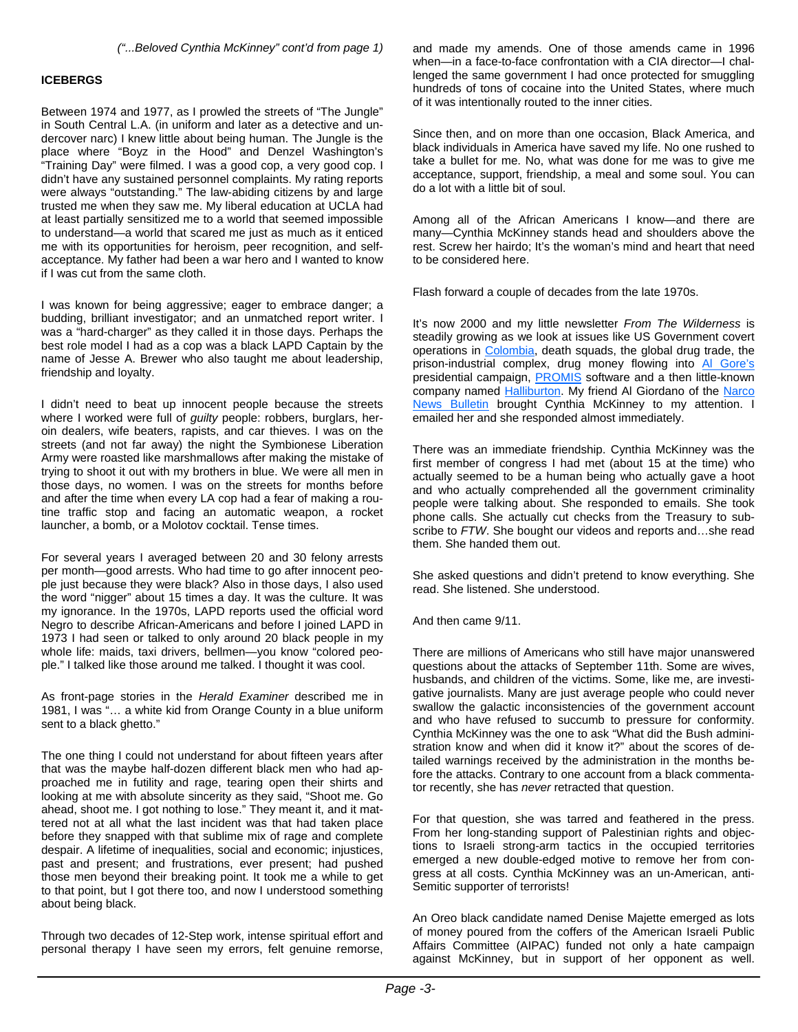*("...Beloved Cynthia McKinney" cont'd from page 1)*

**ICEBERGS**

Between 1974 and 1977, as I prowled the streets of "The Jungle" in South Central L.A. (in uniform and later as a detective and undercover narc) I knew little about being human. The Jungle is the place where "Boyz in the Hood" and Denzel Washington's "Training Day" were filmed. I was a good cop, a very good cop. I didn't have any sustained personnel complaints. My rating reports were always "outstanding." The law-abiding citizens by and large trusted me when they saw me. My liberal education at UCLA had at least partially sensitized me to a world that seemed impossible to understand—a world that scared me just as much as it enticed me with its opportunities for heroism, peer recognition, and self-acceptance. My father had been a war hero and I wanted to know if I was cut from the same cloth.

I was known for being aggressive; eager to embrace danger; a budding, brilliant investigator; and an unmatched report writer. I was a "hard-charger" as they called it in those days. Perhaps the best role model I had as a cop was a black LAPD Captain by the name of Jesse A. Brewer who also taught me about leadership, friendship and loyalty.

I didn't need to beat up innocent people because the streets where I worked were full of *guilty* people: robbers, burglars, heroin dealers, wife beaters, rapists, and car thieves. I was on the streets (and not far away) the night the Symbionese Liberation Army were roasted like marshmallows after making the mistake of trying to shoot it out with my brothers in blue. We were all men in those days, no women. I was on the streets for months before and after the time when every LA cop had a fear of making a routine traffic stop and facing an automatic weapon, a rocket launcher, a bomb, or a Molotov cocktail. Tense times.

For several years I averaged between 20 and 30 felony arrests per month—good arrests. Who had time to go after innocent people just because they were black? Also in those days, I also used the word "nigger" about 15 times a day. It was the culture. It was my ignorance. In the 1970s, LAPD reports used the official word Negro to describe African-Americans and before I joined LAPD in 1973 I had seen or talked to only around 20 black people in my whole life: maids, taxi drivers, bellmen—you know "colored people." I talked like those around me talked. I thought it was cool.

As front-page stories in the *Herald Examiner* described me in 1981, I was "… a white kid from Orange County in a blue uniform sent to a black ghetto."

The one thing I could not understand for about fifteen years after that was the maybe half-dozen different black men who had approached me in futility and rage, tearing open their shirts and looking at me with absolute sincerity as they said, "Shoot me. Go ahead, shoot me. I got nothing to lose." They meant it, and it mattered not at all what the last incident was that had taken place before they snapped with that sublime mix of rage and complete despair. A lifetime of inequalities, social and economic; injustices, past and present; and frustrations, ever present; had pushed those men beyond their breaking point. It took me a while to get to that point, but I got there too, and now I understood something about being black.

Through two decades of 12-Step work, intense spiritual effort and personal therapy I have seen my errors, felt genuine remorse, and made my amends. One of those amends came in 1996 when—in a face-to-face confrontation with a CIA director—I challenged the same government I had once protected for smuggling hundreds of tons of cocaine into the United States, where much of it was intentionally routed to the inner cities.

Since then, and on more than one occasion, Black America, and black individuals in America have saved my life. No one rushed to take a bullet for me. No, what was done for me was to give me acceptance, support, friendship, a meal and some soul. You can do a lot with a little bit of soul.

Among all of the African Americans I know—and there are many—Cynthia McKinney stands head and shoulders above the rest. Screw her hairdo; It's the woman's mind and heart that need to be considered here.

Flash forward a couple of decades from the late 1970s.

It's now 2000 and my little newsletter *From The Wilderness* is steadily growing as we look at issues like US Government covert operations in Colombia, death squads, the global drug trade, the prison-industrial complex, drug money flowing into Al Gore's presidential campaign, PROMIS software and a then little-known company named Halliburton. My friend Al Giordano of the Narco News Bulletin brought Cynthia McKinney to my attention. I emailed her and she responded almost immediately.

There was an immediate friendship. Cynthia McKinney was the first member of congress I had met (about 15 at the time) who actually seemed to be a human being who actually gave a hoot and who actually comprehended all the government criminality people were talking about. She responded to emails. She took phone calls. She actually cut checks from the Treasury to subscribe to *FTW*. She bought our videos and reports and…she read them. She handed them out.

She asked questions and didn't pretend to know everything. She read. She listened. She understood.

And then came 9/11.

There are millions of Americans who still have major unanswered questions about the attacks of September 11th. Some are wives, husbands, and children of the victims. Some, like me, are investigative journalists. Many are just average people who could never swallow the galactic inconsistencies of the government account and who have refused to succumb to pressure for conformity. Cynthia McKinney was the one to ask "What did the Bush administration know and when did it know it?" about the scores of detailed warnings received by the administration in the months before the attacks. Contrary to one account from a black commentator recently, she has *never* retracted that question.

For that question, she was tarred and feathered in the press. From her long-standing support of Palestinian rights and objections to Israeli strong-arm tactics in the occupied territories emerged a new double-edged motive to remove her from congress at all costs. Cynthia McKinney was an un-American, anti-Semitic supporter of terrorists!

An Oreo black candidate named Denise Majette emerged as lots of money poured from the coffers of the American Israeli Public Affairs Committee (AIPAC) funded not only a hate campaign against McKinney, but in support of her opponent as well.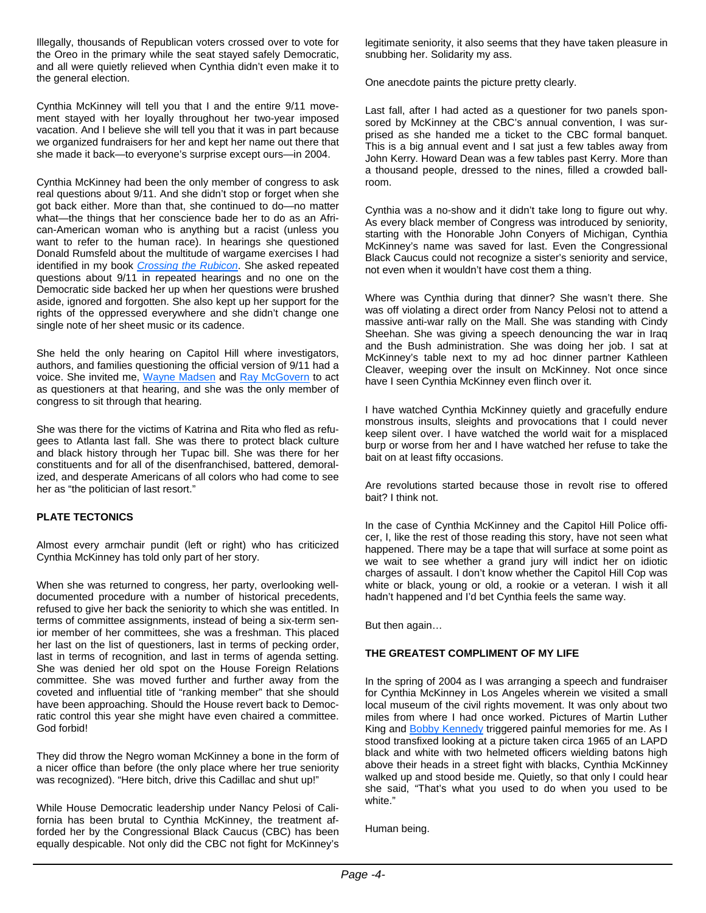Illegally, thousands of Republican voters crossed over to vote for the Oreo in the primary while the seat stayed safely Democratic, and all were quietly relieved when Cynthia didn't even make it to the general election.

Cynthia McKinney will tell you that I and the entire 9/11 movement stayed with her loyally throughout her two-year imposed vacation. And I believe she will tell you that it was in part because we organized fundraisers for her and kept her name out there that she made it back—to everyone's surprise except ours—in 2004.

Cynthia McKinney had been the only member of congress to ask real questions about 9/11. And she didn't stop or forget when she got back either. More than that, she continued to do—no matter what—the things that her conscience bade her to do as an African-American woman who is anything but a racist (unless you want to refer to the human race). In hearings she questioned Donald Rumsfeld about the multitude of wargame exercises I had identified in my book *Crossing the Rubicon*. She asked repeated questions about 9/11 in repeated hearings and no one on the Democratic side backed her up when her questions were brushed aside, ignored and forgotten. She also kept up her support for the rights of the oppressed everywhere and she didn't change one single note of her sheet music or its cadence.

She held the only hearing on Capitol Hill where investigators, authors, and families questioning the official version of 9/11 had a voice. She invited me, Wayne Madsen and Ray McGovern to act as questioners at that hearing, and she was the only member of congress to sit through that hearing.

She was there for the victims of Katrina and Rita who fled as refugees to Atlanta last fall. She was there to protect black culture and black history through her Tupac bill. She was there for her constituents and for all of the disenfranchised, battered, demoralized, and desperate Americans of all colors who had come to see her as "the politician of last resort."

**PLATE TECTONICS**

Almost every armchair pundit (left or right) who has criticized Cynthia McKinney has told only part of her story.

When she was returned to congress, her party, overlooking well-documented procedure with a number of historical precedents, refused to give her back the seniority to which she was entitled. In terms of committee assignments, instead of being a six-term senior member of her committees, she was a freshman. This placed her last on the list of questioners, last in terms of pecking order, last in terms of recognition, and last in terms of agenda setting. She was denied her old spot on the House Foreign Relations committee. She was moved further and further away from the coveted and influential title of "ranking member" that she should have been approaching. Should the House revert back to Democratic control this year she might have even chaired a committee. God forbid!

They did throw the Negro woman McKinney a bone in the form of a nicer office than before (the only place where her true seniority was recognized). "Here bitch, drive this Cadillac and shut up!"

While House Democratic leadership under Nancy Pelosi of California has been brutal to Cynthia McKinney, the treatment afforded her by the Congressional Black Caucus (CBC) has been equally despicable. Not only did the CBC not fight for McKinney's legitimate seniority, it also seems that they have taken pleasure in snubbing her. Solidarity my ass.

One anecdote paints the picture pretty clearly.

Last fall, after I had acted as a questioner for two panels sponsored by McKinney at the CBC's annual convention, I was surprised as she handed me a ticket to the CBC formal banquet. This is a big annual event and I sat just a few tables away from John Kerry. Howard Dean was a few tables past Kerry. More than a thousand people, dressed to the nines, filled a crowded ballroom.

Cynthia was a no-show and it didn't take long to figure out why. As every black member of Congress was introduced by seniority, starting with the Honorable John Conyers of Michigan, Cynthia McKinney's name was saved for last. Even the Congressional Black Caucus could not recognize a sister's seniority and service, not even when it wouldn't have cost them a thing.

Where was Cynthia during that dinner? She wasn't there. She was off violating a direct order from Nancy Pelosi not to attend a massive anti-war rally on the Mall. She was standing with Cindy Sheehan. She was giving a speech denouncing the war in Iraq and the Bush administration. She was doing her job. I sat at McKinney's table next to my ad hoc dinner partner Kathleen Cleaver, weeping over the insult on McKinney. Not once since have I seen Cynthia McKinney even flinch over it.

I have watched Cynthia McKinney quietly and gracefully endure monstrous insults, sleights and provocations that I could never keep silent over. I have watched the world wait for a misplaced burp or worse from her and I have watched her refuse to take the bait on at least fifty occasions.

Are revolutions started because those in revolt rise to offered bait? I think not.

In the case of Cynthia McKinney and the Capitol Hill Police officer, I, like the rest of those reading this story, have not seen what happened. There may be a tape that will surface at some point as we wait to see whether a grand jury will indict her on idiotic charges of assault. I don't know whether the Capitol Hill Cop was white or black, young or old, a rookie or a veteran. I wish it all hadn't happened and I'd bet Cynthia feels the same way.

But then again…

**THE GREATEST COMPLIMENT OF MY LIFE**

In the spring of 2004 as I was arranging a speech and fundraiser for Cynthia McKinney in Los Angeles wherein we visited a small local museum of the civil rights movement. It was only about two miles from where I had once worked. Pictures of Martin Luther King and Bobby Kennedy triggered painful memories for me. As I stood transfixed looking at a picture taken circa 1965 of an LAPD black and white with two helmeted officers wielding batons high above their heads in a street fight with blacks, Cynthia McKinney walked up and stood beside me. Quietly, so that only I could hear she said, "That's what you used to do when you used to be white."

Human being.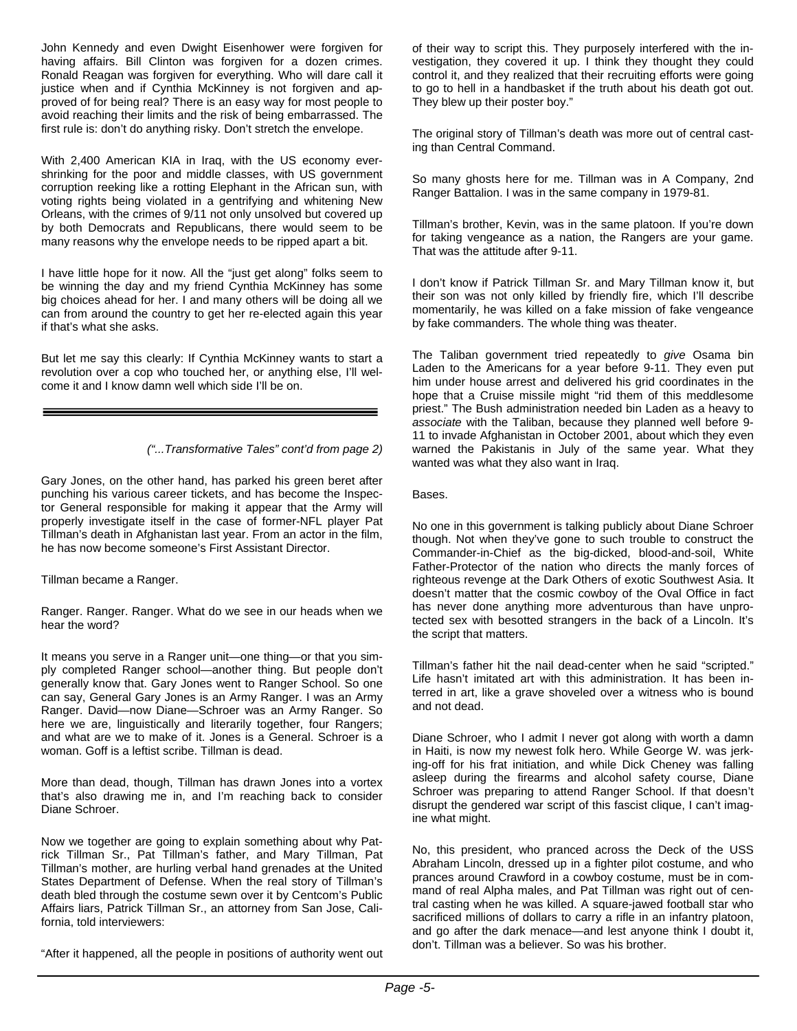John Kennedy and even Dwight Eisenhower were forgiven for having affairs. Bill Clinton was forgiven for a dozen crimes. Ronald Reagan was forgiven for everything. Who will dare call it justice when and if Cynthia McKinney is not forgiven and approved of for being real? There is an easy way for most people to avoid reaching their limits and the risk of being embarrassed. The first rule is: don't do anything risky. Don't stretch the envelope.

With 2,400 American KIA in Iraq, with the US economy ever-shrinking for the poor and middle classes, with US government corruption reeking like a rotting Elephant in the African sun, with voting rights being violated in a gentrifying and whitening New Orleans, with the crimes of 9/11 not only unsolved but covered up by both Democrats and Republicans, there would seem to be many reasons why the envelope needs to be ripped apart a bit.

I have little hope for it now. All the "just get along" folks seem to be winning the day and my friend Cynthia McKinney has some big choices ahead for her. I and many others will be doing all we can from around the country to get her re-elected again this year if that's what she asks.

But let me say this clearly: If Cynthia McKinney wants to start a revolution over a cop who touched her, or anything else, I'll welcome it and I know damn well which side I'll be on.

---

*("...Transformative Tales" cont'd from page 2)*

Gary Jones, on the other hand, has parked his green beret after punching his various career tickets, and has become the Inspector General responsible for making it appear that the Army will properly investigate itself in the case of former-NFL player Pat Tillman's death in Afghanistan last year. From an actor in the film, he has now become someone's First Assistant Director.

Tillman became a Ranger.

Ranger. Ranger. Ranger. What do we see in our heads when we hear the word?

It means you serve in a Ranger unit—one thing—or that you simply completed Ranger school—another thing. But people don't generally know that. Gary Jones went to Ranger School. So one can say, General Gary Jones is an Army Ranger. I was an Army Ranger. David—now Diane—Schroer was an Army Ranger. So here we are, linguistically and literarily together, four Rangers; and what are we to make of it. Jones is a General. Schroer is a woman. Goff is a leftist scribe. Tillman is dead.

More than dead, though, Tillman has drawn Jones into a vortex that's also drawing me in, and I'm reaching back to consider Diane Schroer.

Now we together are going to explain something about why Patrick Tillman Sr., Pat Tillman's father, and Mary Tillman, Pat Tillman's mother, are hurling verbal hand grenades at the United States Department of Defense. When the real story of Tillman's death bled through the costume sewn over it by Centcom's Public Affairs liars, Patrick Tillman Sr., an attorney from San Jose, California, told interviewers:

"After it happened, all the people in positions of authority went out of their way to script this. They purposely interfered with the investigation, they covered it up. I think they thought they could control it, and they realized that their recruiting efforts were going to go to hell in a handbasket if the truth about his death got out. They blew up their poster boy."

The original story of Tillman's death was more out of central casting than Central Command.

So many ghosts here for me. Tillman was in A Company, 2nd Ranger Battalion. I was in the same company in 1979-81.

Tillman's brother, Kevin, was in the same platoon. If you're down for taking vengeance as a nation, the Rangers are your game. That was the attitude after 9-11.

I don't know if Patrick Tillman Sr. and Mary Tillman know it, but their son was not only killed by friendly fire, which I'll describe momentarily, he was killed on a fake mission of fake vengeance by fake commanders. The whole thing was theater.

The Taliban government tried repeatedly to *give* Osama bin Laden to the Americans for a year before 9-11. They even put him under house arrest and delivered his grid coordinates in the hope that a Cruise missile might "rid them of this meddlesome priest." The Bush administration needed bin Laden as a heavy to *associate* with the Taliban, because they planned well before 9-11 to invade Afghanistan in October 2001, about which they even warned the Pakistanis in July of the same year. What they wanted was what they also want in Iraq.

Bases.

No one in this government is talking publicly about Diane Schroer though. Not when they've gone to such trouble to construct the Commander-in-Chief as the big-dicked, blood-and-soil, White Father-Protector of the nation who directs the manly forces of righteous revenge at the Dark Others of exotic Southwest Asia. It doesn't matter that the cosmic cowboy of the Oval Office in fact has never done anything more adventurous than have unprotected sex with besotted strangers in the back of a Lincoln. It's the script that matters.

Tillman's father hit the nail dead-center when he said "scripted." Life hasn't imitated art with this administration. It has been interred in art, like a grave shoveled over a witness who is bound and not dead.

Diane Schroer, who I admit I never got along with worth a damn in Haiti, is now my newest folk hero. While George W. was jerking-off for his frat initiation, and while Dick Cheney was falling asleep during the firearms and alcohol safety course, Diane Schroer was preparing to attend Ranger School. If that doesn't disrupt the gendered war script of this fascist clique, I can't imagine what might.

No, this president, who pranced across the Deck of the USS Abraham Lincoln, dressed up in a fighter pilot costume, and who prances around Crawford in a cowboy costume, must be in command of real Alpha males, and Pat Tillman was right out of central casting when he was killed. A square-jawed football star who sacrificed millions of dollars to carry a rifle in an infantry platoon, and go after the dark menace—and lest anyone think I doubt it, don't. Tillman was a believer. So was his brother.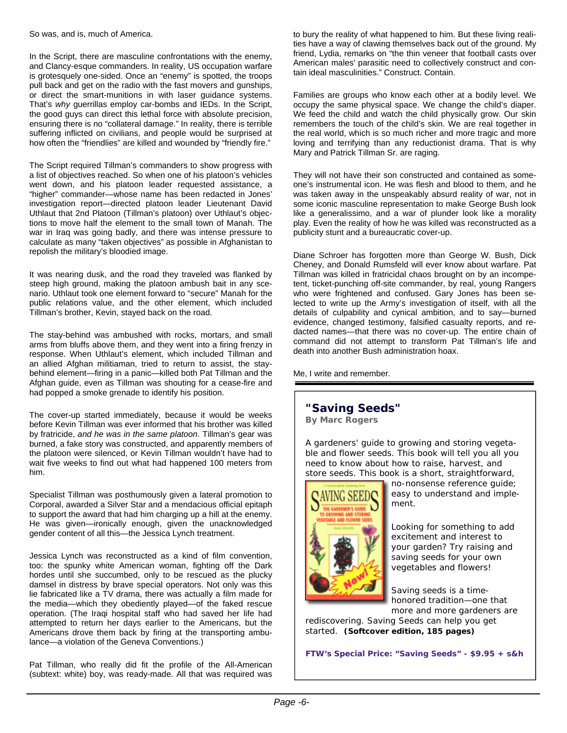So was, and is, much of America.

In the Script, there are masculine confrontations with the enemy, and Clancy-esque commanders. In reality, US occupation warfare is grotesquely one-sided. Once an "enemy" is spotted, the troops pull back and get on the radio with the fast movers and gunships, or direct the smart-munitions in with laser guidance systems. That's *why* guerrillas employ car-bombs and IEDs. In the Script, the good guys can direct this lethal force with absolute precision, ensuring there is no "collateral damage." In reality, there is terrible suffering inflicted on civilians, and people would be surprised at how often the "friendlies" are killed and wounded by "friendly fire."

The Script required Tillman's commanders to show progress with a list of objectives reached. So when one of his platoon's vehicles went down, and his platoon leader requested assistance, a "higher" commander—whose name has been redacted in Jones' investigation report—directed platoon leader Lieutenant David Uthlaut that 2nd Platoon (Tillman's platoon) over Uthlaut's objections to move half the element to the small town of Manah. The war in Iraq was going badly, and there was intense pressure to calculate as many "taken objectives" as possible in Afghanistan to repolish the military's bloodied image.

It was nearing dusk, and the road they traveled was flanked by steep high ground, making the platoon ambush bait in any scenario. Uthlaut took one element forward to "secure" Manah for the public relations value, and the other element, which included Tillman's brother, Kevin, stayed back on the road.

The stay-behind was ambushed with rocks, mortars, and small arms from bluffs above them, and they went into a firing frenzy in response. When Uthlaut's element, which included Tillman and an allied Afghan militiaman, tried to return to assist, the stay-behind element—firing in a panic—killed both Pat Tillman and the Afghan guide, even as Tillman was shouting for a cease-fire and had popped a smoke grenade to identify his position.

The cover-up started immediately, because it would be weeks before Kevin Tillman was ever informed that his brother was killed by fratricide, *and he was in the same platoon*. Tillman's gear was burned, a fake story was constructed, and apparently members of the platoon were silenced, or Kevin Tillman wouldn't have had to wait five weeks to find out what had happened 100 meters from him.

Specialist Tillman was posthumously given a lateral promotion to Corporal, awarded a Silver Star and a mendacious official epitaph to support the award that had him charging up a hill at the enemy. He was given—ironically enough, given the unacknowledged gender content of all this—the Jessica Lynch treatment.

Jessica Lynch was reconstructed as a kind of film convention, too: the spunky white American woman, fighting off the Dark hordes until she succumbed, only to be rescued as the plucky damsel in distress by brave special operators. Not only was this lie fabricated like a TV drama, there was actually a film made for the media—which they obediently played—of the faked rescue operation. (The Iraqi hospital staff who had saved her life had attempted to return her days earlier to the Americans, but the Americans drove them back by firing at the transporting ambulance—a violation of the Geneva Conventions.)

Pat Tillman, who really did fit the profile of the All-American (subtext: white) boy, was ready-made. All that was required was to bury the reality of what happened to him. But these living realities have a way of clawing themselves back out of the ground. My friend, Lydia, remarks on "the thin veneer that football casts over American males' parasitic need to collectively construct and contain ideal masculinities." Construct. Contain.

Families are groups who know each other at a bodily level. We occupy the same physical space. We change the child's diaper. We feed the child and watch the child physically grow. Our skin remembers the touch of the child's skin. We are real together in the real world, which is so much richer and more tragic and more loving and terrifying than any reductionist drama. That is why Mary and Patrick Tillman Sr. are raging.

They will not have their son constructed and contained as someone's instrumental icon. He was flesh and blood to them, and he was taken away in the unspeakably absurd reality of war, not in some iconic masculine representation to make George Bush look like a generalissimo, and a war of plunder look like a morality play. Even the reality of how he was killed was reconstructed as a publicity stunt and a bureaucratic cover-up.

Diane Schroer has forgotten more than George W. Bush, Dick Cheney, and Donald Rumsfeld will ever know about warfare. Pat Tillman was killed in fratricidal chaos brought on by an incompetent, ticket-punching off-site commander, by real, young Rangers who were frightened and confused. Gary Jones has been selected to write up the Army's investigation of itself, with all the details of culpability and cynical ambition, and to say—burned evidence, changed testimony, falsified casualty reports, and redacted names—that there was no cover-up. The entire chain of command did not attempt to transform Pat Tillman's life and death into another Bush administration hoax.

Me, I write and remember.

---

## "Saving Seeds"

**By Marc Rogers**

A gardeners' guide to growing and storing vegetable and flower seeds. This book will tell you all you need to know about how to raise, harvest, and store seeds. This book is a short, straightforward, no-nonsense reference guide; easy to understand and implement.

Looking for something to add excitement and interest to your garden? Try raising and saving seeds for your own vegetables and flowers!

Saving seeds is a time-honored tradition—one that more and more gardeners are rediscovering. Saving Seeds can help you get started. **(Softcover edition, 185 pages)**

**FTW's Special Price: "Saving Seeds" - $9.95 + s&h**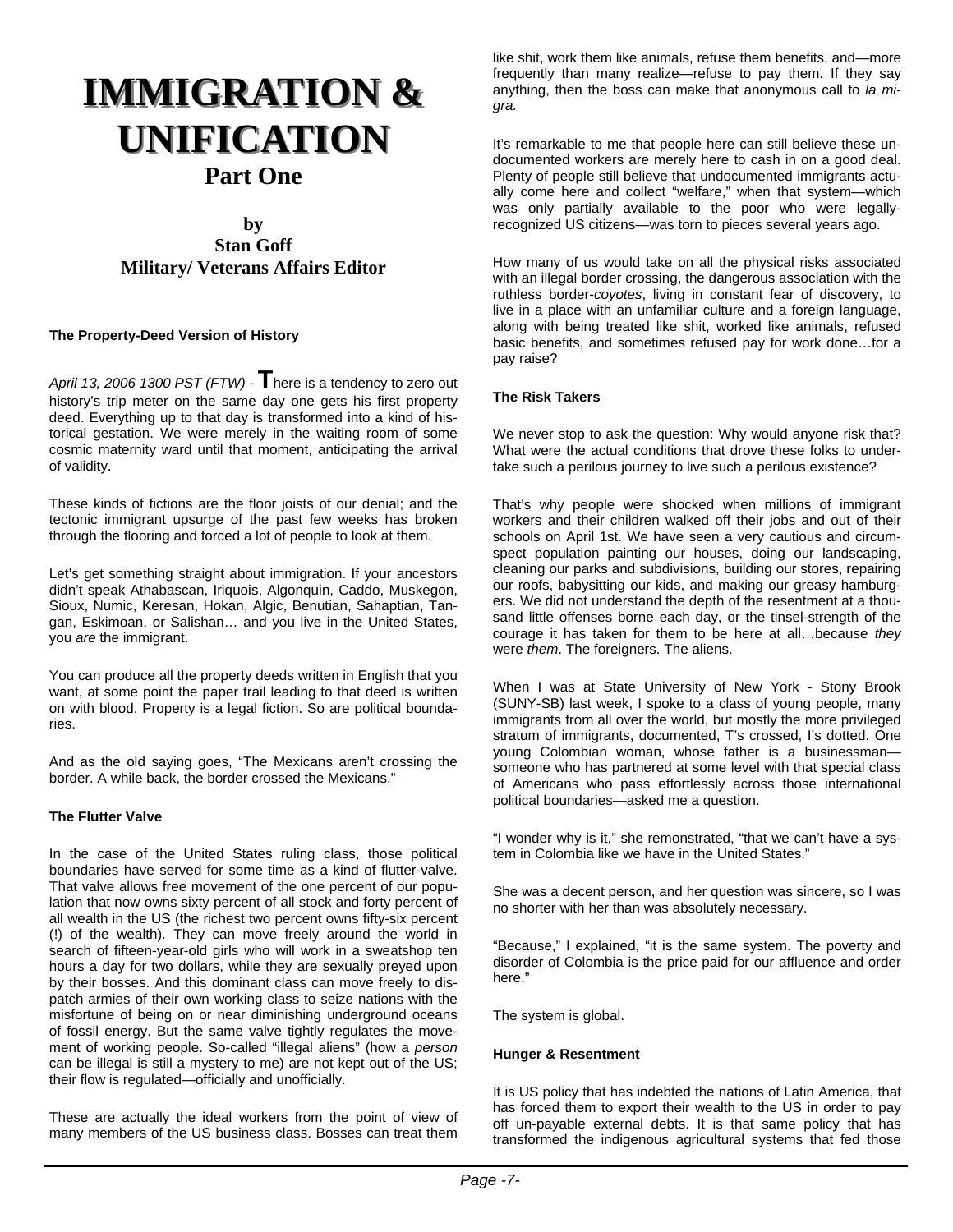# IMMIGRATION & UNIFICATION

## Part One

### by
### Stan Goff
### Military/ Veterans Affairs Editor

**The Property-Deed Version of History**

*April 13, 2006 1300 PST (FTW)* - There is a tendency to zero out history's trip meter on the same day one gets his first property deed. Everything up to that day is transformed into a kind of historical gestation. We were merely in the waiting room of some cosmic maternity ward until that moment, anticipating the arrival of validity.

These kinds of fictions are the floor joists of our denial; and the tectonic immigrant upsurge of the past few weeks has broken through the flooring and forced a lot of people to look at them.

Let's get something straight about immigration. If your ancestors didn't speak Athabascan, Iriquois, Algonquin, Caddo, Muskegon, Sioux, Numic, Keresan, Hokan, Algic, Benutian, Sahaptian, Tangan, Eskimoan, or Salishan… and you live in the United States, you *are* the immigrant.

You can produce all the property deeds written in English that you want, at some point the paper trail leading to that deed is written on with blood. Property is a legal fiction. So are political boundaries.

And as the old saying goes, "The Mexicans aren't crossing the border. A while back, the border crossed the Mexicans."

**The Flutter Valve**

In the case of the United States ruling class, those political boundaries have served for some time as a kind of flutter-valve. That valve allows free movement of the one percent of our population that now owns sixty percent of all stock and forty percent of all wealth in the US (the richest two percent owns fifty-six percent (!) of the wealth). They can move freely around the world in search of fifteen-year-old girls who will work in a sweatshop ten hours a day for two dollars, while they are sexually preyed upon by their bosses. And this dominant class can move freely to dispatch armies of their own working class to seize nations with the misfortune of being on or near diminishing underground oceans of fossil energy. But the same valve tightly regulates the movement of working people. So-called "illegal aliens" (how a *person* can be illegal is still a mystery to me) are not kept out of the US; their flow is regulated—officially and unofficially.

These are actually the ideal workers from the point of view of many members of the US business class. Bosses can treat them like shit, work them like animals, refuse them benefits, and—more frequently than many realize—refuse to pay them. If they say anything, then the boss can make that anonymous call to *la migra.*

It's remarkable to me that people here can still believe these undocumented workers are merely here to cash in on a good deal. Plenty of people still believe that undocumented immigrants actually come here and collect "welfare," when that system—which was only partially available to the poor who were legally-recognized US citizens—was torn to pieces several years ago.

How many of us would take on all the physical risks associated with an illegal border crossing, the dangerous association with the ruthless border-*coyotes*, living in constant fear of discovery, to live in a place with an unfamiliar culture and a foreign language, along with being treated like shit, worked like animals, refused basic benefits, and sometimes refused pay for work done…for a pay raise?

**The Risk Takers**

We never stop to ask the question: Why would anyone risk that? What were the actual conditions that drove these folks to undertake such a perilous journey to live such a perilous existence?

That's why people were shocked when millions of immigrant workers and their children walked off their jobs and out of their schools on April 1st. We have seen a very cautious and circumspect population painting our houses, doing our landscaping, cleaning our parks and subdivisions, building our stores, repairing our roofs, babysitting our kids, and making our greasy hamburgers. We did not understand the depth of the resentment at a thousand little offenses borne each day, or the tinsel-strength of the courage it has taken for them to be here at all…because *they* were *them*. The foreigners. The aliens.

When I was at State University of New York - Stony Brook (SUNY-SB) last week, I spoke to a class of young people, many immigrants from all over the world, but mostly the more privileged stratum of immigrants, documented, T's crossed, I's dotted. One young Colombian woman, whose father is a businessman—someone who has partnered at some level with that special class of Americans who pass effortlessly across those international political boundaries—asked me a question.

"I wonder why is it," she remonstrated, "that we can't have a system in Colombia like we have in the United States."

She was a decent person, and her question was sincere, so I was no shorter with her than was absolutely necessary.

"Because," I explained, "it is the same system. The poverty and disorder of Colombia is the price paid for our affluence and order here."

The system is global.

**Hunger & Resentment**

It is US policy that has indebted the nations of Latin America, that has forced them to export their wealth to the US in order to pay off un-payable external debts. It is that same policy that has transformed the indigenous agricultural systems that fed those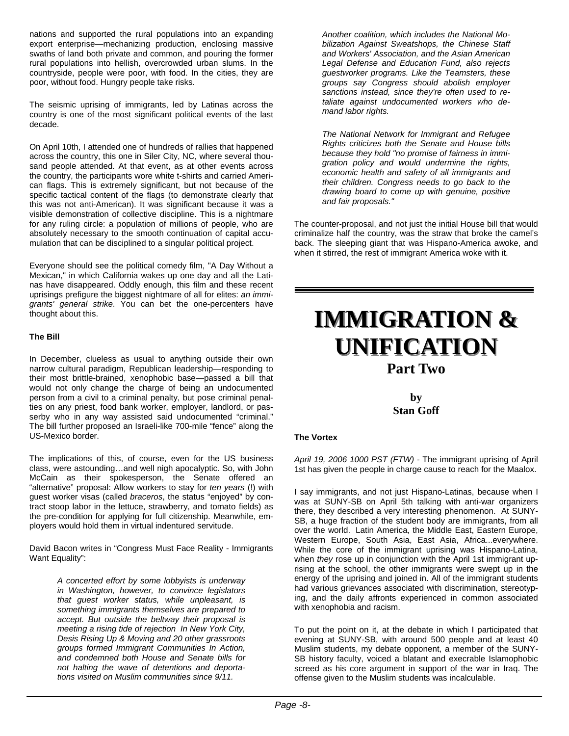nations and supported the rural populations into an expanding export enterprise—mechanizing production, enclosing massive swaths of land both private and common, and pouring the former rural populations into hellish, overcrowded urban slums. In the countryside, people were poor, with food. In the cities, they are poor, without food. Hungry people take risks.

The seismic uprising of immigrants, led by Latinas across the country is one of the most significant political events of the last decade.

On April 10th, I attended one of hundreds of rallies that happened across the country, this one in Siler City, NC, where several thousand people attended. At that event, as at other events across the country, the participants wore white t-shirts and carried American flags. This is extremely significant, but not because of the specific tactical content of the flags (to demonstrate clearly that this was not anti-American). It was significant because it was a visible demonstration of collective discipline. This is a nightmare for any ruling circle: a population of millions of people, who are absolutely necessary to the smooth continuation of capital accumulation that can be disciplined to a singular political project.

Everyone should see the political comedy film, "A Day Without a Mexican," in which California wakes up one day and all the Latinas have disappeared. Oddly enough, this film and these recent uprisings prefigure the biggest nightmare of all for elites: *an immigrants' general strike*. You can bet the one-percenters have thought about this.

**The Bill**

In December, clueless as usual to anything outside their own narrow cultural paradigm, Republican leadership—responding to their most brittle-brained, xenophobic base—passed a bill that would not only change the charge of being an undocumented person from a civil to a criminal penalty, but pose criminal penalties on any priest, food bank worker, employer, landlord, or passerby who in any way assisted said undocumented "criminal." The bill further proposed an Israeli-like 700-mile "fence" along the US-Mexico border.

The implications of this, of course, even for the US business class, were astounding…and well nigh apocalyptic. So, with John McCain as their spokesperson, the Senate offered an "alternative" proposal: Allow workers to stay for *ten years* (!) with guest worker visas (called *braceros*, the status "enjoyed" by contract stoop labor in the lettuce, strawberry, and tomato fields) as the pre-condition for applying for full citizenship. Meanwhile, employers would hold them in virtual indentured servitude.

David Bacon writes in "Congress Must Face Reality - Immigrants Want Equality":

> *A concerted effort by some lobbyists is underway in Washington, however, to convince legislators that guest worker status, while unpleasant, is something immigrants themselves are prepared to accept. But outside the beltway their proposal is meeting a rising tide of rejection In New York City, Desis Rising Up & Moving and 20 other grassroots groups formed Immigrant Communities In Action, and condemned both House and Senate bills for not halting the wave of detentions and deportations visited on Muslim communities since 9/11.*
>
> *Another coalition, which includes the National Mobilization Against Sweatshops, the Chinese Staff and Workers' Association, and the Asian American Legal Defense and Education Fund, also rejects guestworker programs. Like the Teamsters, these groups say Congress should abolish employer sanctions instead, since they're often used to retaliate against undocumented workers who demand labor rights.*
>
> *The National Network for Immigrant and Refugee Rights criticizes both the Senate and House bills because they hold "no promise of fairness in immigration policy and would undermine the rights, economic health and safety of all immigrants and their children. Congress needs to go back to the drawing board to come up with genuine, positive and fair proposals."*

The counter-proposal, and not just the initial House bill that would criminalize half the country, was the straw that broke the camel's back. The sleeping giant that was Hispano-America awoke, and when it stirred, the rest of immigrant America woke with it.

---

# IMMIGRATION & UNIFICATION

## Part Two

**by**
**Stan Goff**

**The Vortex**

*April 19, 2006 1000 PST (FTW)* - The immigrant uprising of April 1st has given the people in charge cause to reach for the Maalox.

I say immigrants, and not just Hispano-Latinas, because when I was at SUNY-SB on April 5th talking with anti-war organizers there, they described a very interesting phenomenon. At SUNY-SB, a huge fraction of the student body are immigrants, from all over the world. Latin America, the Middle East, Eastern Europe, Western Europe, South Asia, East Asia, Africa...everywhere. While the core of the immigrant uprising was Hispano-Latina, when *they* rose up in conjunction with the April 1st immigrant uprising at the school, the other immigrants were swept up in the energy of the uprising and joined in. All of the immigrant students had various grievances associated with discrimination, stereotyping, and the daily affronts experienced in common associated with xenophobia and racism.

To put the point on it, at the debate in which I participated that evening at SUNY-SB, with around 500 people and at least 40 Muslim students, my debate opponent, a member of the SUNY-SB history faculty, voiced a blatant and execrable Islamophobic screed as his core argument in support of the war in Iraq. The offense given to the Muslim students was incalculable.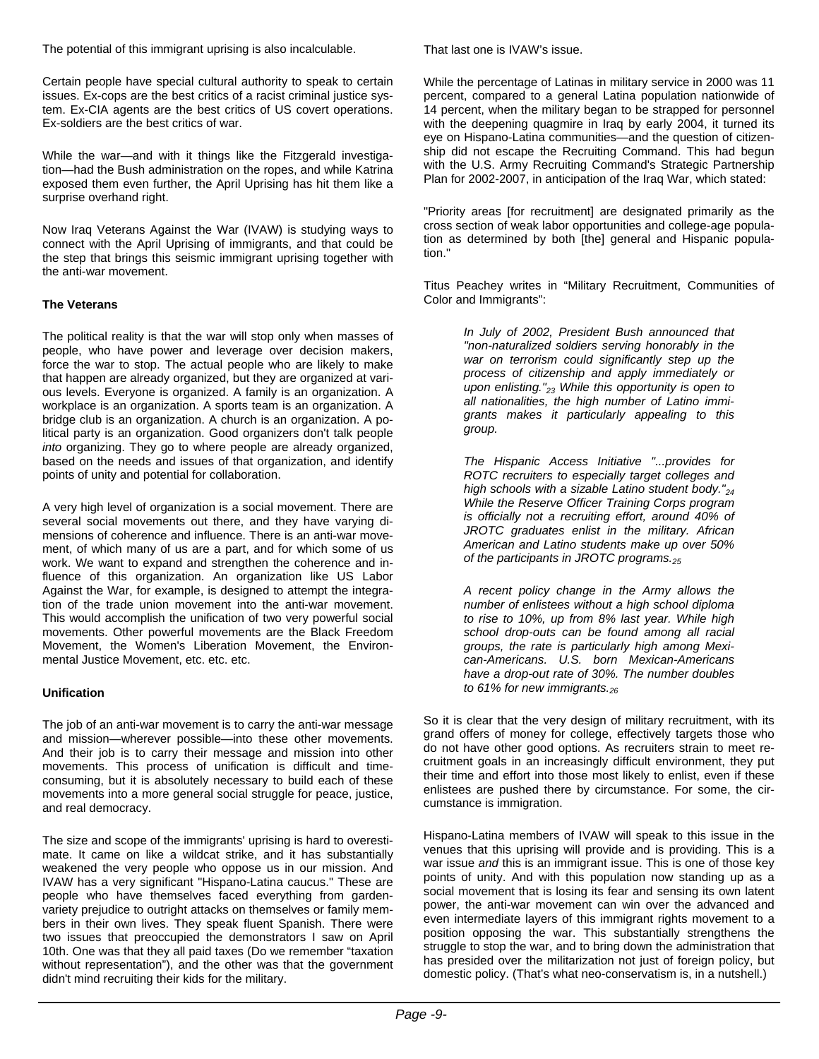The potential of this immigrant uprising is also incalculable.

Certain people have special cultural authority to speak to certain issues. Ex-cops are the best critics of a racist criminal justice system. Ex-CIA agents are the best critics of US covert operations. Ex-soldiers are the best critics of war.

While the war—and with it things like the Fitzgerald investigation—had the Bush administration on the ropes, and while Katrina exposed them even further, the April Uprising has hit them like a surprise overhand right.

Now Iraq Veterans Against the War (IVAW) is studying ways to connect with the April Uprising of immigrants, and that could be the step that brings this seismic immigrant uprising together with the anti-war movement.

**The Veterans**

The political reality is that the war will stop only when masses of people, who have power and leverage over decision makers, force the war to stop. The actual people who are likely to make that happen are already organized, but they are organized at various levels. Everyone is organized. A family is an organization. A workplace is an organization. A sports team is an organization. A bridge club is an organization. A church is an organization. A political party is an organization. Good organizers don't talk people *into* organizing. They go to where people are already organized, based on the needs and issues of that organization, and identify points of unity and potential for collaboration.

A very high level of organization is a social movement. There are several social movements out there, and they have varying dimensions of coherence and influence. There is an anti-war movement, of which many of us are a part, and for which some of us work. We want to expand and strengthen the coherence and influence of this organization. An organization like US Labor Against the War, for example, is designed to attempt the integration of the trade union movement into the anti-war movement. This would accomplish the unification of two very powerful social movements. Other powerful movements are the Black Freedom Movement, the Women's Liberation Movement, the Environmental Justice Movement, etc. etc. etc.

**Unification**

The job of an anti-war movement is to carry the anti-war message and mission—wherever possible—into these other movements. And their job is to carry their message and mission into other movements. This process of unification is difficult and time-consuming, but it is absolutely necessary to build each of these movements into a more general social struggle for peace, justice, and real democracy.

The size and scope of the immigrants' uprising is hard to overestimate. It came on like a wildcat strike, and it has substantially weakened the very people who oppose us in our mission. And IVAW has a very significant "Hispano-Latina caucus." These are people who have themselves faced everything from garden-variety prejudice to outright attacks on themselves or family members in their own lives. They speak fluent Spanish. There were two issues that preoccupied the demonstrators I saw on April 10th. One was that they all paid taxes (Do we remember "taxation without representation"), and the other was that the government didn't mind recruiting their kids for the military.

That last one is IVAW's issue.

While the percentage of Latinas in military service in 2000 was 11 percent, compared to a general Latina population nationwide of 14 percent, when the military began to be strapped for personnel with the deepening quagmire in Iraq by early 2004, it turned its eye on Hispano-Latina communities—and the question of citizenship did not escape the Recruiting Command. This had begun with the U.S. Army Recruiting Command's Strategic Partnership Plan for 2002-2007, in anticipation of the Iraq War, which stated:

"Priority areas [for recruitment] are designated primarily as the cross section of weak labor opportunities and college-age population as determined by both [the] general and Hispanic population."

Titus Peachey writes in "Military Recruitment, Communities of Color and Immigrants":

> *In July of 2002, President Bush announced that "non-naturalized soldiers serving honorably in the war on terrorism could significantly step up the process of citizenship and apply immediately or upon enlisting."*[23] *While this opportunity is open to all nationalities, the high number of Latino immigrants makes it particularly appealing to this group.*
>
> *The Hispanic Access Initiative "...provides for ROTC recruiters to especially target colleges and high schools with a sizable Latino student body."*[24] *While the Reserve Officer Training Corps program is officially not a recruiting effort, around 40% of JROTC graduates enlist in the military. African American and Latino students make up over 50% of the participants in JROTC programs.*[25]
>
> *A recent policy change in the Army allows the number of enlistees without a high school diploma to rise to 10%, up from 8% last year. While high school drop-outs can be found among all racial groups, the rate is particularly high among Mexican-Americans. U.S. born Mexican-Americans have a drop-out rate of 30%. The number doubles to 61% for new immigrants.*[26]

So it is clear that the very design of military recruitment, with its grand offers of money for college, effectively targets those who do not have other good options. As recruiters strain to meet recruitment goals in an increasingly difficult environment, they put their time and effort into those most likely to enlist, even if these enlistees are pushed there by circumstance. For some, the circumstance is immigration.

Hispano-Latina members of IVAW will speak to this issue in the venues that this uprising will provide and is providing. This is a war issue *and* this is an immigrant issue. This is one of those key points of unity. And with this population now standing up as a social movement that is losing its fear and sensing its own latent power, the anti-war movement can win over the advanced and even intermediate layers of this immigrant rights movement to a position opposing the war. This substantially strengthens the struggle to stop the war, and to bring down the administration that has presided over the militarization not just of foreign policy, but domestic policy. (That's what neo-conservatism is, in a nutshell.)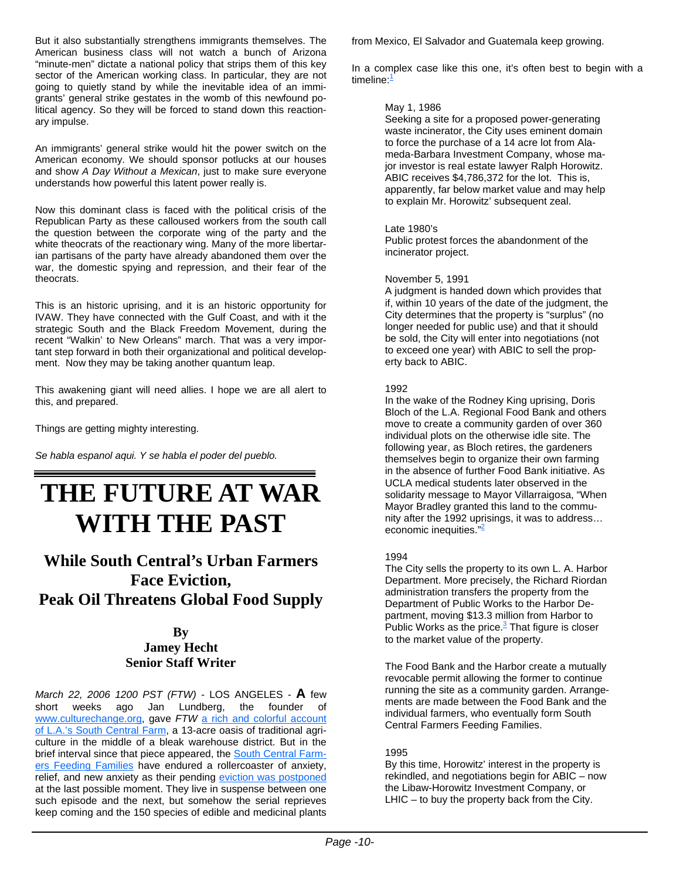But it also substantially strengthens immigrants themselves. The American business class will not watch a bunch of Arizona "minute-men" dictate a national policy that strips them of this key sector of the American working class. In particular, they are not going to quietly stand by while the inevitable idea of an immigrants' general strike gestates in the womb of this newfound political agency. So they will be forced to stand down this reactionary impulse.

An immigrants' general strike would hit the power switch on the American economy. We should sponsor potlucks at our houses and show *A Day Without a Mexican*, just to make sure everyone understands how powerful this latent power really is.

Now this dominant class is faced with the political crisis of the Republican Party as these calloused workers from the south call the question between the corporate wing of the party and the white theocrats of the reactionary wing. Many of the more libertarian partisans of the party have already abandoned them over the war, the domestic spying and repression, and their fear of the theocrats.

This is an historic uprising, and it is an historic opportunity for IVAW. They have connected with the Gulf Coast, and with it the strategic South and the Black Freedom Movement, during the recent "Walkin' to New Orleans" march. That was a very important step forward in both their organizational and political development. Now they may be taking another quantum leap.

This awakening giant will need allies. I hope we are all alert to this, and prepared.

Things are getting mighty interesting.

*Se habla espanol aqui. Y se habla el poder del pueblo.*

# THE FUTURE AT WAR WITH THE PAST

## While South Central's Urban Farmers Face Eviction, Peak Oil Threatens Global Food Supply

**By**
**Jamey Hecht**
**Senior Staff Writer**

*March 22, 2006 1200 PST (FTW)* - LOS ANGELES - **A** few short weeks ago Jan Lundberg, the founder of www.culturechange.org, gave *FTW* a rich and colorful account of L.A.'s South Central Farm, a 13-acre oasis of traditional agriculture in the middle of a bleak warehouse district. But in the brief interval since that piece appeared, the South Central Farmers Feeding Families have endured a rollercoaster of anxiety, relief, and new anxiety as their pending eviction was postponed at the last possible moment. They live in suspense between one such episode and the next, but somehow the serial reprieves keep coming and the 150 species of edible and medicinal plants from Mexico, El Salvador and Guatemala keep growing.

In a complex case like this one, it's often best to begin with a timeline:[1]

May 1, 1986
Seeking a site for a proposed power-generating waste incinerator, the City uses eminent domain to force the purchase of a 14 acre lot from Alameda-Barbara Investment Company, whose major investor is real estate lawyer Ralph Horowitz. ABIC receives $4,786,372 for the lot. This is, apparently, far below market value and may help to explain Mr. Horowitz' subsequent zeal.

Late 1980's
Public protest forces the abandonment of the incinerator project.

November 5, 1991
A judgment is handed down which provides that if, within 10 years of the date of the judgment, the City determines that the property is "surplus" (no longer needed for public use) and that it should be sold, the City will enter into negotiations (not to exceed one year) with ABIC to sell the property back to ABIC.

1992
In the wake of the Rodney King uprising, Doris Bloch of the L.A. Regional Food Bank and others move to create a community garden of over 360 individual plots on the otherwise idle site. The following year, as Bloch retires, the gardeners themselves begin to organize their own farming in the absence of further Food Bank initiative. As UCLA medical students later observed in the solidarity message to Mayor Villarraigosa, "When Mayor Bradley granted this land to the community after the 1992 uprisings, it was to address… economic inequities."[2]

1994
The City sells the property to its own L. A. Harbor Department. More precisely, the Richard Riordan administration transfers the property from the Department of Public Works to the Harbor Department, moving $13.3 million from Harbor to Public Works as the price.[3] That figure is closer to the market value of the property.

The Food Bank and the Harbor create a mutually revocable permit allowing the former to continue running the site as a community garden. Arrangements are made between the Food Bank and the individual farmers, who eventually form South Central Farmers Feeding Families.

1995
By this time, Horowitz' interest in the property is rekindled, and negotiations begin for ABIC – now the Libaw-Horowitz Investment Company, or LHIC – to buy the property back from the City.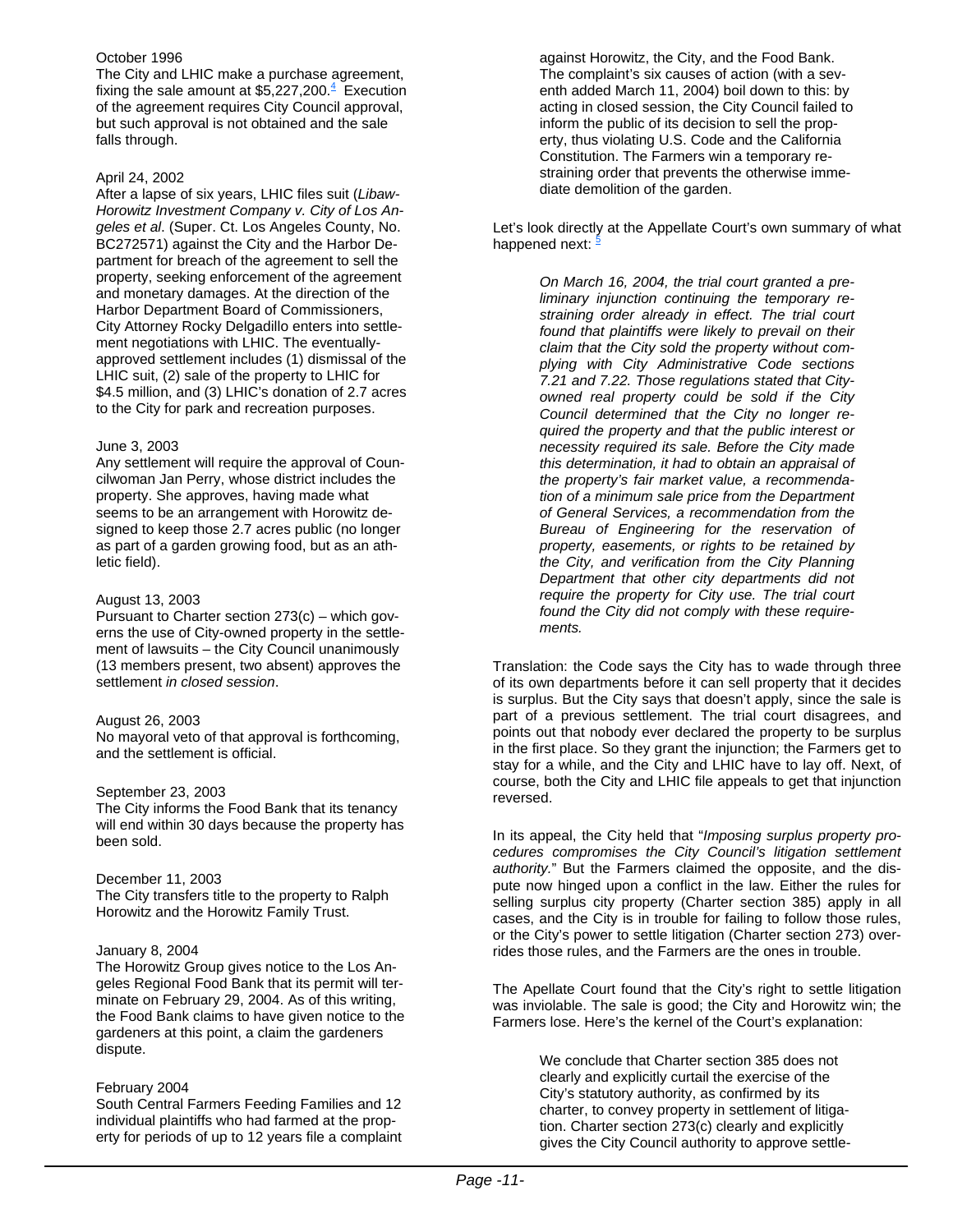October 1996

The City and LHIC make a purchase agreement, fixing the sale amount at $5,227,200.[4] Execution of the agreement requires City Council approval, but such approval is not obtained and the sale falls through.

April 24, 2002

After a lapse of six years, LHIC files suit (*Libaw-Horowitz Investment Company v. City of Los Angeles et al*. (Super. Ct. Los Angeles County, No. BC272571) against the City and the Harbor Department for breach of the agreement to sell the property, seeking enforcement of the agreement and monetary damages. At the direction of the Harbor Department Board of Commissioners, City Attorney Rocky Delgadillo enters into settlement negotiations with LHIC. The eventually-approved settlement includes (1) dismissal of the LHIC suit, (2) sale of the property to LHIC for $4.5 million, and (3) LHIC's donation of 2.7 acres to the City for park and recreation purposes.

June 3, 2003

Any settlement will require the approval of Councilwoman Jan Perry, whose district includes the property. She approves, having made what seems to be an arrangement with Horowitz designed to keep those 2.7 acres public (no longer as part of a garden growing food, but as an athletic field).

August 13, 2003

Pursuant to Charter section 273(c) – which governs the use of City-owned property in the settlement of lawsuits – the City Council unanimously (13 members present, two absent) approves the settlement *in closed session*.

August 26, 2003

No mayoral veto of that approval is forthcoming, and the settlement is official.

September 23, 2003

The City informs the Food Bank that its tenancy will end within 30 days because the property has been sold.

December 11, 2003

The City transfers title to the property to Ralph Horowitz and the Horowitz Family Trust.

January 8, 2004

The Horowitz Group gives notice to the Los Angeles Regional Food Bank that its permit will terminate on February 29, 2004. As of this writing, the Food Bank claims to have given notice to the gardeners at this point, a claim the gardeners dispute.

February 2004

South Central Farmers Feeding Families and 12 individual plaintiffs who had farmed at the property for periods of up to 12 years file a complaint against Horowitz, the City, and the Food Bank. The complaint's six causes of action (with a seventh added March 11, 2004) boil down to this: by acting in closed session, the City Council failed to inform the public of its decision to sell the property, thus violating U.S. Code and the California Constitution. The Farmers win a temporary restraining order that prevents the otherwise immediate demolition of the garden.

Let's look directly at the Appellate Court's own summary of what happened next: [5]

> *On March 16, 2004, the trial court granted a preliminary injunction continuing the temporary restraining order already in effect. The trial court found that plaintiffs were likely to prevail on their claim that the City sold the property without complying with City Administrative Code sections 7.21 and 7.22. Those regulations stated that City-owned real property could be sold if the City Council determined that the City no longer required the property and that the public interest or necessity required its sale. Before the City made this determination, it had to obtain an appraisal of the property's fair market value, a recommendation of a minimum sale price from the Department of General Services, a recommendation from the Bureau of Engineering for the reservation of property, easements, or rights to be retained by the City, and verification from the City Planning Department that other city departments did not require the property for City use. The trial court found the City did not comply with these requirements.*

Translation: the Code says the City has to wade through three of its own departments before it can sell property that it decides is surplus. But the City says that doesn't apply, since the sale is part of a previous settlement. The trial court disagrees, and points out that nobody ever declared the property to be surplus in the first place. So they grant the injunction; the Farmers get to stay for a while, and the City and LHIC have to lay off. Next, of course, both the City and LHIC file appeals to get that injunction reversed.

In its appeal, the City held that "*Imposing surplus property procedures compromises the City Council's litigation settlement authority.*" But the Farmers claimed the opposite, and the dispute now hinged upon a conflict in the law. Either the rules for selling surplus city property (Charter section 385) apply in all cases, and the City is in trouble for failing to follow those rules, or the City's power to settle litigation (Charter section 273) overrides those rules, and the Farmers are the ones in trouble.

The Apellate Court found that the City's right to settle litigation was inviolable. The sale is good; the City and Horowitz win; the Farmers lose. Here's the kernel of the Court's explanation:

> We conclude that Charter section 385 does not clearly and explicitly curtail the exercise of the City's statutory authority, as confirmed by its charter, to convey property in settlement of litigation. Charter section 273(c) clearly and explicitly gives the City Council authority to approve settle-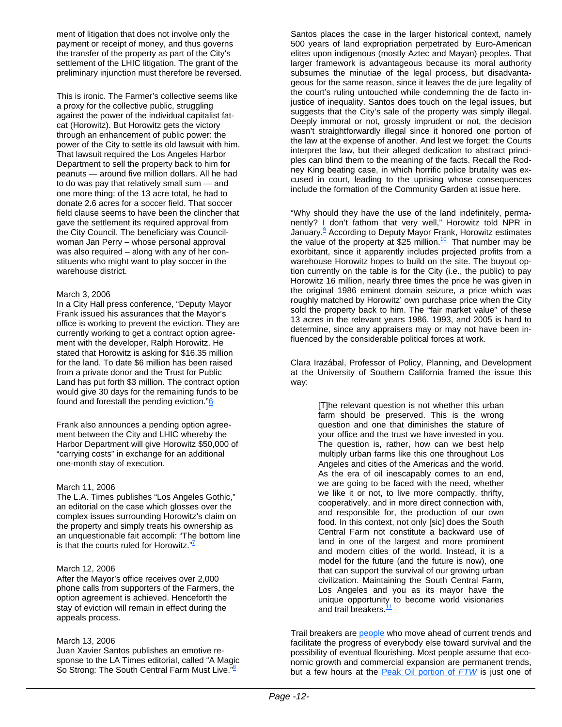ment of litigation that does not involve only the payment or receipt of money, and thus governs the transfer of the property as part of the City's settlement of the LHIC litigation. The grant of the preliminary injunction must therefore be reversed.

This is ironic. The Farmer's collective seems like a proxy for the collective public, struggling against the power of the individual capitalist fat-cat (Horowitz). But Horowitz gets the victory through an enhancement of public power: the power of the City to settle its old lawsuit with him. That lawsuit required the Los Angeles Harbor Department to sell the property back to him for peanuts — around five million dollars. All he had to do was pay that relatively small sum — and one more thing: of the 13 acre total, he had to donate 2.6 acres for a soccer field. That soccer field clause seems to have been the clincher that gave the settlement its required approval from the City Council. The beneficiary was Councilwoman Jan Perry – whose personal approval was also required – along with any of her constituents who might want to play soccer in the warehouse district.

March 3, 2006
In a City Hall press conference, "Deputy Mayor Frank issued his assurances that the Mayor's office is working to prevent the eviction. They are currently working to get a contract option agreement with the developer, Ralph Horowitz. He stated that Horowitz is asking for $16.35 million for the land. To date $6 million has been raised from a private donor and the Trust for Public Land has put forth $3 million. The contract option would give 30 days for the remaining funds to be found and forestall the pending eviction."[6]

Frank also announces a pending option agreement between the City and LHIC whereby the Harbor Department will give Horowitz $50,000 of "carrying costs" in exchange for an additional one-month stay of execution.

March 11, 2006
The L.A. Times publishes "Los Angeles Gothic," an editorial on the case which glosses over the complex issues surrounding Horowitz's claim on the property and simply treats his ownership as an unquestionable fait accompli: "The bottom line is that the courts ruled for Horowitz."[7]

March 12, 2006
After the Mayor's office receives over 2,000 phone calls from supporters of the Farmers, the option agreement is achieved. Henceforth the stay of eviction will remain in effect during the appeals process.

March 13, 2006
Juan Xavier Santos publishes an emotive response to the LA Times editorial, called "A Magic So Strong: The South Central Farm Must Live."[8]

Santos places the case in the larger historical context, namely 500 years of land expropriation perpetrated by Euro-American elites upon indigenous (mostly Aztec and Mayan) peoples. That larger framework is advantageous because its moral authority subsumes the minutiae of the legal process, but disadvantageous for the same reason, since it leaves the de jure legality of the court's ruling untouched while condemning the de facto injustice of inequality. Santos does touch on the legal issues, but suggests that the City's sale of the property was simply illegal. Deeply immoral or not, grossly imprudent or not, the decision wasn't straightforwardly illegal since it honored one portion of the law at the expense of another. And lest we forget: the Courts interpret the law, but their alleged dedication to abstract principles can blind them to the meaning of the facts. Recall the Rodney King beating case, in which horrific police brutality was excused in court, leading to the uprising whose consequences include the formation of the Community Garden at issue here.

"Why should they have the use of the land indefinitely, permanently? I don't fathom that very well," Horowitz told NPR in January.[9] According to Deputy Mayor Frank, Horowitz estimates the value of the property at $25 million.[10] That number may be exorbitant, since it apparently includes projected profits from a warehouse Horowitz hopes to build on the site. The buyout option currently on the table is for the City (i.e., the public) to pay Horowitz 16 million, nearly three times the price he was given in the original 1986 eminent domain seizure, a price which was roughly matched by Horowitz' own purchase price when the City sold the property back to him. The "fair market value" of these 13 acres in the relevant years 1986, 1993, and 2005 is hard to determine, since any appraisers may or may not have been influenced by the considerable political forces at work.

Clara Irazábal, Professor of Policy, Planning, and Development at the University of Southern California framed the issue this way:

> [T]he relevant question is not whether this urban farm should be preserved. This is the wrong question and one that diminishes the stature of your office and the trust we have invested in you. The question is, rather, how can we best help multiply urban farms like this one throughout Los Angeles and cities of the Americas and the world. As the era of oil inescapably comes to an end, we are going to be faced with the need, whether we like it or not, to live more compactly, thrifty, cooperatively, and in more direct connection with, and responsible for, the production of our own food. In this context, not only [sic] does the South Central Farm not constitute a backward use of land in one of the largest and more prominent and modern cities of the world. Instead, it is a model for the future (and the future is now), one that can support the survival of our growing urban civilization. Maintaining the South Central Farm, Los Angeles and you as its mayor have the unique opportunity to become world visionaries and trail breakers.[11]

Trail breakers are people who move ahead of current trends and facilitate the progress of everybody else toward survival and the possibility of eventual flourishing. Most people assume that economic growth and commercial expansion are permanent trends, but a few hours at the Peak Oil portion of *FTW* is just one of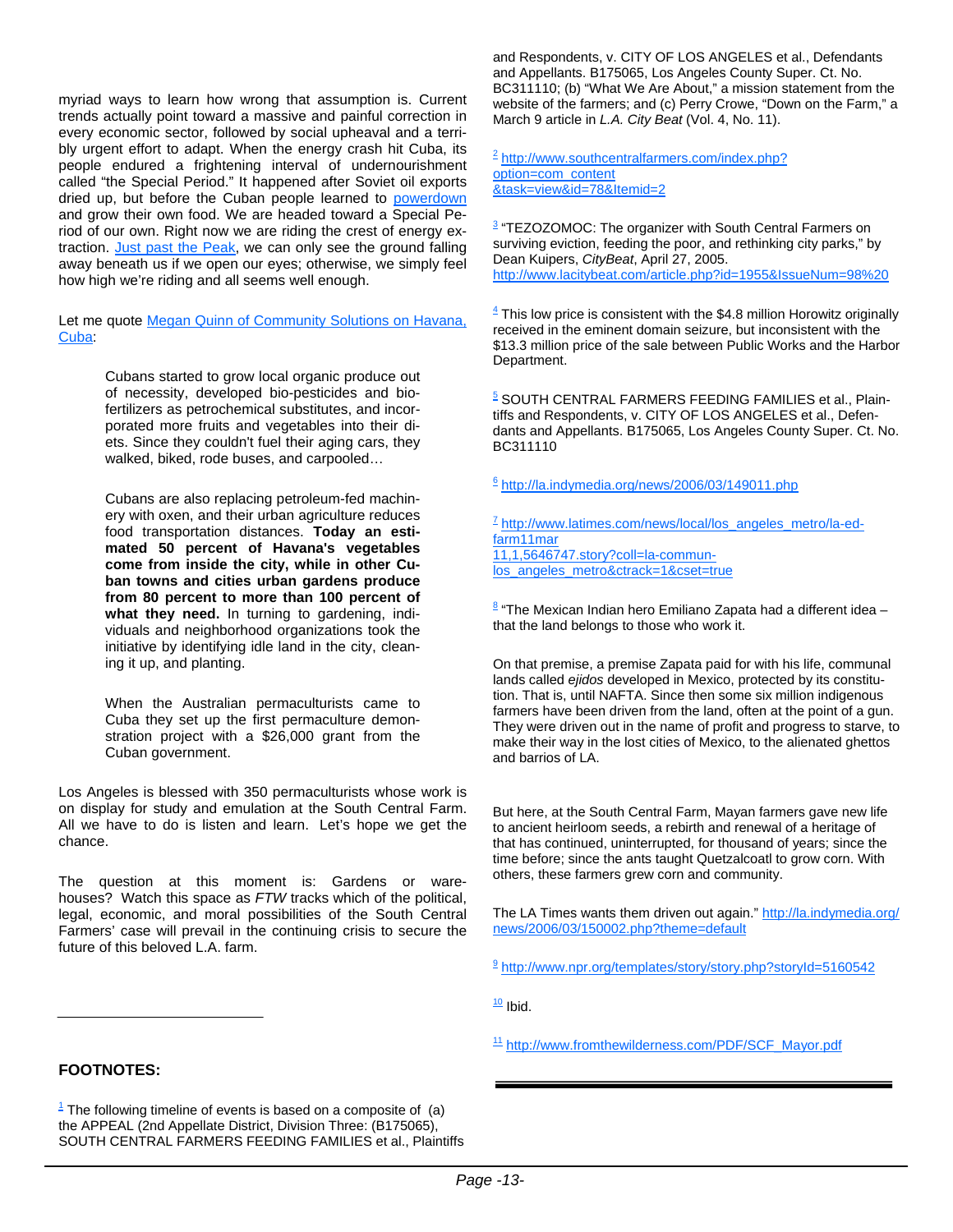myriad ways to learn how wrong that assumption is. Current trends actually point toward a massive and painful correction in every economic sector, followed by social upheaval and a terribly urgent effort to adapt. When the energy crash hit Cuba, its people endured a frightening interval of undernourishment called "the Special Period." It happened after Soviet oil exports dried up, but before the Cuban people learned to [powerdown] and grow their own food. We are headed toward a Special Period of our own. Right now we are riding the crest of energy extraction. [Just past the Peak], we can only see the ground falling away beneath us if we open our eyes; otherwise, we simply feel how high we're riding and all seems well enough.

Let me quote [Megan Quinn of Community Solutions on Havana, Cuba]:

> Cubans started to grow local organic produce out of necessity, developed bio-pesticides and bio-fertilizers as petrochemical substitutes, and incorporated more fruits and vegetables into their diets. Since they couldn't fuel their aging cars, they walked, biked, rode buses, and carpooled…
>
> Cubans are also replacing petroleum-fed machinery with oxen, and their urban agriculture reduces food transportation distances. **Today an estimated 50 percent of Havana's vegetables come from inside the city, while in other Cuban towns and cities urban gardens produce from 80 percent to more than 100 percent of what they need.** In turning to gardening, individuals and neighborhood organizations took the initiative by identifying idle land in the city, cleaning it up, and planting.
>
> When the Australian permaculturists came to Cuba they set up the first permaculture demonstration project with a $26,000 grant from the Cuban government.

Los Angeles is blessed with 350 permaculturists whose work is on display for study and emulation at the South Central Farm. All we have to do is listen and learn. Let's hope we get the chance.

The question at this moment is: Gardens or warehouses? Watch this space as *FTW* tracks which of the political, legal, economic, and moral possibilities of the South Central Farmers' case will prevail in the continuing crisis to secure the future of this beloved L.A. farm.

---

**FOOTNOTES:**

[1] The following timeline of events is based on a composite of (a) the APPEAL (2nd Appellate District, Division Three: (B175065), SOUTH CENTRAL FARMERS FEEDING FAMILIES et al., Plaintiffs and Respondents, v. CITY OF LOS ANGELES et al., Defendants and Appellants. B175065, Los Angeles County Super. Ct. No. BC311110; (b) "What We Are About," a mission statement from the website of the farmers; and (c) Perry Crowe, "Down on the Farm," a March 9 article in *L.A. City Beat* (Vol. 4, No. 11).

[2] http://www.southcentralfarmers.com/index.php?option=com_content&task=view&id=78&Itemid=2

[3] "TEZOZOMOC: The organizer with South Central Farmers on surviving eviction, feeding the poor, and rethinking city parks," by Dean Kuipers, *CityBeat*, April 27, 2005. http://www.lacitybeat.com/article.php?id=1955&IssueNum=98%20

[4] This low price is consistent with the $4.8 million Horowitz originally received in the eminent domain seizure, but inconsistent with the $13.3 million price of the sale between Public Works and the Harbor Department.

[5] SOUTH CENTRAL FARMERS FEEDING FAMILIES et al., Plaintiffs and Respondents, v. CITY OF LOS ANGELES et al., Defendants and Appellants. B175065, Los Angeles County Super. Ct. No. BC311110

[6] http://la.indymedia.org/news/2006/03/149011.php

[7] http://www.latimes.com/news/local/los_angeles_metro/la-ed-farm11mar11,1,5646747.story?coll=la-commun-los_angeles_metro&ctrack=1&cset=true

[8] "The Mexican Indian hero Emiliano Zapata had a different idea – that the land belongs to those who work it.

On that premise, a premise Zapata paid for with his life, communal lands called *ejidos* developed in Mexico, protected by its constitution. That is, until NAFTA. Since then some six million indigenous farmers have been driven from the land, often at the point of a gun. They were driven out in the name of profit and progress to starve, to make their way in the lost cities of Mexico, to the alienated ghettos and barrios of LA.

But here, at the South Central Farm, Mayan farmers gave new life to ancient heirloom seeds, a rebirth and renewal of a heritage of that has continued, uninterrupted, for thousand of years; since the time before; since the ants taught Quetzalcoatl to grow corn. With others, these farmers grew corn and community.

The LA Times wants them driven out again." http://la.indymedia.org/news/2006/03/150002.php?theme=default

[9] http://www.npr.org/templates/story/story.php?storyId=5160542

[10] Ibid.

[11] http://www.fromthewilderness.com/PDF/SCF_Mayor.pdf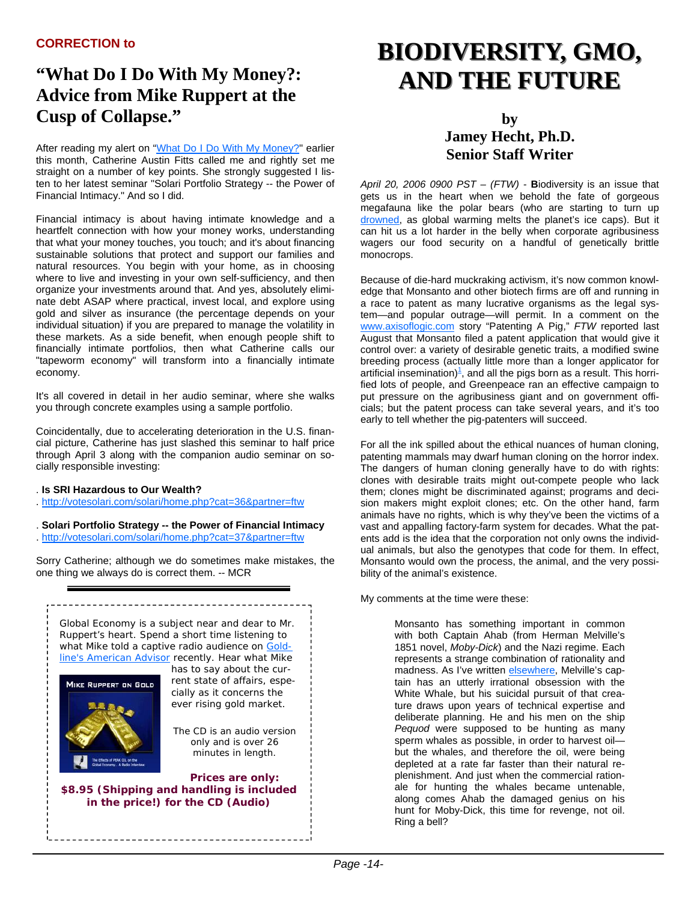**CORRECTION to**

## "What Do I Do With My Money?: Advice from Mike Ruppert at the Cusp of Collapse."

After reading my alert on "What Do I Do With My Money?" earlier this month, Catherine Austin Fitts called me and rightly set me straight on a number of key points. She strongly suggested I listen to her latest seminar "Solari Portfolio Strategy -- the Power of Financial Intimacy." And so I did.

Financial intimacy is about having intimate knowledge and a heartfelt connection with how your money works, understanding that what your money touches, you touch; and it's about financing sustainable solutions that protect and support our families and natural resources. You begin with your home, as in choosing where to live and investing in your own self-sufficiency, and then organize your investments around that. And yes, absolutely eliminate debt ASAP where practical, invest local, and explore using gold and silver as insurance (the percentage depends on your individual situation) if you are prepared to manage the volatility in these markets. As a side benefit, when enough people shift to financially intimate portfolios, then what Catherine calls our "tapeworm economy" will transform into a financially intimate economy.

It's all covered in detail in her audio seminar, where she walks you through concrete examples using a sample portfolio.

Coincidentally, due to accelerating deterioration in the U.S. financial picture, Catherine has just slashed this seminar to half price through April 3 along with the companion audio seminar on socially responsible investing:

. **Is SRI Hazardous to Our Wealth?**
. http://votesolari.com/solari/home.php?cat=36&partner=ftw

. **Solari Portfolio Strategy -- the Power of Financial Intimacy**
. http://votesolari.com/solari/home.php?cat=37&partner=ftw

Sorry Catherine; although we do sometimes make mistakes, the one thing we always do is correct them. -- MCR

---

Global Economy is a subject near and dear to Mr. Ruppert's heart. Spend a short time listening to what Mike told a captive radio audience on Goldline's American Advisor recently. Hear what Mike has to say about the current state of affairs, especially as it concerns the ever rising gold market.

The CD is an audio version only and is over 26 minutes in length.

**Prices are only: $8.95 (Shipping and handling is included in the price!) for the CD (Audio)**

---

# BIODIVERSITY, GMO, AND THE FUTURE

**by**
**Jamey Hecht, Ph.D.**
**Senior Staff Writer**

*April 20, 2006 0900 PST – (FTW)* - **B**iodiversity is an issue that gets us in the heart when we behold the fate of gorgeous megafauna like the polar bears (who are starting to turn up drowned, as global warming melts the planet's ice caps). But it can hit us a lot harder in the belly when corporate agribusiness wagers our food security on a handful of genetically brittle monocrops.

Because of die-hard muckraking activism, it's now common knowledge that Monsanto and other biotech firms are off and running in a race to patent as many lucrative organisms as the legal system—and popular outrage—will permit. In a comment on the www.axisoflogic.com story "Patenting A Pig," *FTW* reported last August that Monsanto filed a patent application that would give it control over: a variety of desirable genetic traits, a modified swine breeding process (actually little more than a longer applicator for artificial insemination)[1], and all the pigs born as a result. This horrified lots of people, and Greenpeace ran an effective campaign to put pressure on the agribusiness giant and on government officials; but the patent process can take several years, and it's too early to tell whether the pig-patenters will succeed.

For all the ink spilled about the ethical nuances of human cloning, patenting mammals may dwarf human cloning on the horror index. The dangers of human cloning generally have to do with rights: clones with desirable traits might out-compete people who lack them; clones might be discriminated against; programs and decision makers might exploit clones; etc. On the other hand, farm animals have no rights, which is why they've been the victims of a vast and appalling factory-farm system for decades. What the patents add is the idea that the corporation not only owns the individual animals, but also the genotypes that code for them. In effect, Monsanto would own the process, the animal, and the very possibility of the animal's existence.

My comments at the time were these:

> Monsanto has something important in common with both Captain Ahab (from Herman Melville's 1851 novel, *Moby-Dick*) and the Nazi regime. Each represents a strange combination of rationality and madness. As I've written elsewhere, Melville's captain has an utterly irrational obsession with the White Whale, but his suicidal pursuit of that creature draws upon years of technical expertise and deliberate planning. He and his men on the ship *Pequod* were supposed to be hunting as many sperm whales as possible, in order to harvest oil—but the whales, and therefore the oil, were being depleted at a rate far faster than their natural replenishment. And just when the commercial rationale for hunting the whales became untenable, along comes Ahab the damaged genius on his hunt for Moby-Dick, this time for revenge, not oil. Ring a bell?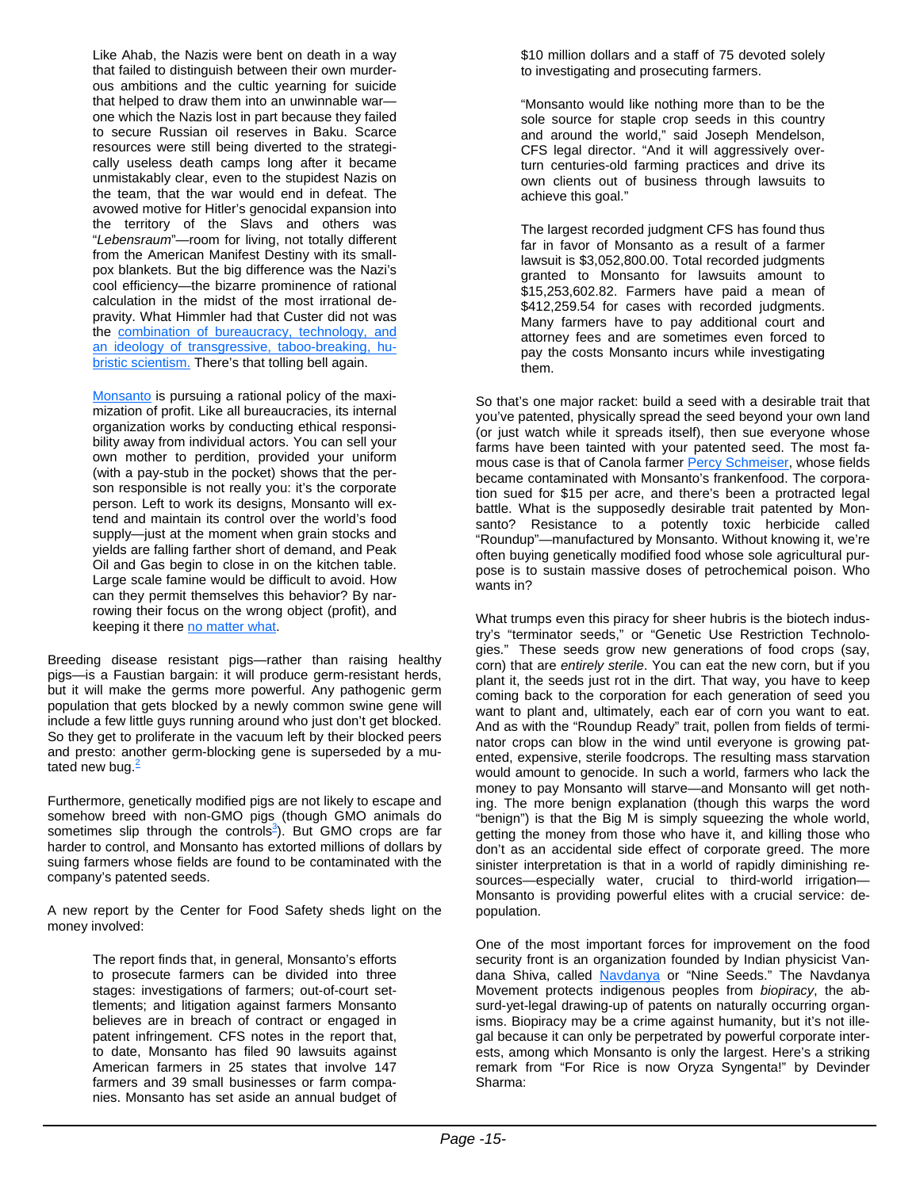Like Ahab, the Nazis were bent on death in a way that failed to distinguish between their own murderous ambitions and the cultic yearning for suicide that helped to draw them into an unwinnable war—one which the Nazis lost in part because they failed to secure Russian oil reserves in Baku. Scarce resources were still being diverted to the strategically useless death camps long after it became unmistakably clear, even to the stupidest Nazis on the team, that the war would end in defeat. The avowed motive for Hitler's genocidal expansion into the territory of the Slavs and others was "*Lebensraum*"—room for living, not totally different from the American Manifest Destiny with its smallpox blankets. But the big difference was the Nazi's cool efficiency—the bizarre prominence of rational calculation in the midst of the most irrational depravity. What Himmler had that Custer did not was the combination of bureaucracy, technology, and an ideology of transgressive, taboo-breaking, hubristic scientism. There's that tolling bell again.

Monsanto is pursuing a rational policy of the maximization of profit. Like all bureaucracies, its internal organization works by conducting ethical responsibility away from individual actors. You can sell your own mother to perdition, provided your uniform (with a pay-stub in the pocket) shows that the person responsible is not really you: it's the corporate person. Left to work its designs, Monsanto will extend and maintain its control over the world's food supply—just at the moment when grain stocks and yields are falling farther short of demand, and Peak Oil and Gas begin to close in on the kitchen table. Large scale famine would be difficult to avoid. How can they permit themselves this behavior? By narrowing their focus on the wrong object (profit), and keeping it there no matter what.

Breeding disease resistant pigs—rather than raising healthy pigs—is a Faustian bargain: it will produce germ-resistant herds, but it will make the germs more powerful. Any pathogenic germ population that gets blocked by a newly common swine gene will include a few little guys running around who just don't get blocked. So they get to proliferate in the vacuum left by their blocked peers and presto: another germ-blocking gene is superseded by a mutated new bug.[2]

Furthermore, genetically modified pigs are not likely to escape and somehow breed with non-GMO pigs (though GMO animals do sometimes slip through the controls[3]). But GMO crops are far harder to control, and Monsanto has extorted millions of dollars by suing farmers whose fields are found to be contaminated with the company's patented seeds.

A new report by the Center for Food Safety sheds light on the money involved:

> The report finds that, in general, Monsanto's efforts to prosecute farmers can be divided into three stages: investigations of farmers; out-of-court settlements; and litigation against farmers Monsanto believes are in breach of contract or engaged in patent infringement. CFS notes in the report that, to date, Monsanto has filed 90 lawsuits against American farmers in 25 states that involve 147 farmers and 39 small businesses or farm companies. Monsanto has set aside an annual budget of $10 million dollars and a staff of 75 devoted solely to investigating and prosecuting farmers.
>
> "Monsanto would like nothing more than to be the sole source for staple crop seeds in this country and around the world," said Joseph Mendelson, CFS legal director. "And it will aggressively overturn centuries-old farming practices and drive its own clients out of business through lawsuits to achieve this goal."
>
> The largest recorded judgment CFS has found thus far in favor of Monsanto as a result of a farmer lawsuit is $3,052,800.00. Total recorded judgments granted to Monsanto for lawsuits amount to $15,253,602.82. Farmers have paid a mean of $412,259.54 for cases with recorded judgments. Many farmers have to pay additional court and attorney fees and are sometimes even forced to pay the costs Monsanto incurs while investigating them.

So that's one major racket: build a seed with a desirable trait that you've patented, physically spread the seed beyond your own land (or just watch while it spreads itself), then sue everyone whose farms have been tainted with your patented seed. The most famous case is that of Canola farmer Percy Schmeiser, whose fields became contaminated with Monsanto's frankenfood. The corporation sued for $15 per acre, and there's been a protracted legal battle. What is the supposedly desirable trait patented by Monsanto? Resistance to a potently toxic herbicide called "Roundup"—manufactured by Monsanto. Without knowing it, we're often buying genetically modified food whose sole agricultural purpose is to sustain massive doses of petrochemical poison. Who wants in?

What trumps even this piracy for sheer hubris is the biotech industry's "terminator seeds," or "Genetic Use Restriction Technologies." These seeds grow new generations of food crops (say, corn) that are *entirely sterile*. You can eat the new corn, but if you plant it, the seeds just rot in the dirt. That way, you have to keep coming back to the corporation for each generation of seed you want to plant and, ultimately, each ear of corn you want to eat. And as with the "Roundup Ready" trait, pollen from fields of terminator crops can blow in the wind until everyone is growing patented, expensive, sterile foodcrops. The resulting mass starvation would amount to genocide. In such a world, farmers who lack the money to pay Monsanto will starve—and Monsanto will get nothing. The more benign explanation (though this warps the word "benign") is that the Big M is simply squeezing the whole world, getting the money from those who have it, and killing those who don't as an accidental side effect of corporate greed. The more sinister interpretation is that in a world of rapidly diminishing resources—especially water, crucial to third-world irrigation—Monsanto is providing powerful elites with a crucial service: depopulation.

One of the most important forces for improvement on the food security front is an organization founded by Indian physicist Vandana Shiva, called Navdanya or "Nine Seeds." The Navdanya Movement protects indigenous peoples from *biopiracy*, the absurd-yet-legal drawing-up of patents on naturally occurring organisms. Biopiracy may be a crime against humanity, but it's not illegal because it can only be perpetrated by powerful corporate interests, among which Monsanto is only the largest. Here's a striking remark from "For Rice is now Oryza Syngenta!" by Devinder Sharma: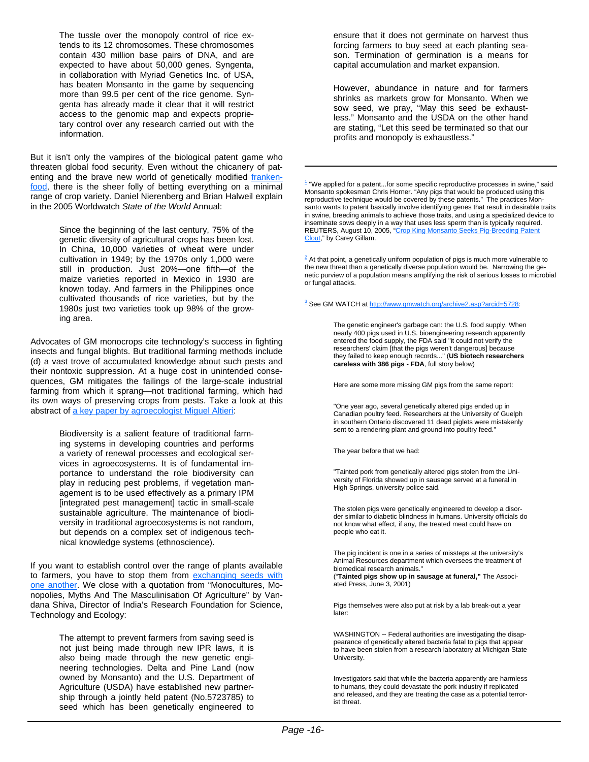> The tussle over the monopoly control of rice extends to its 12 chromosomes. These chromosomes contain 430 million base pairs of DNA, and are expected to have about 50,000 genes. Syngenta, in collaboration with Myriad Genetics Inc. of USA, has beaten Monsanto in the game by sequencing more than 99.5 per cent of the rice genome. Syngenta has already made it clear that it will restrict access to the genomic map and expects proprietary control over any research carried out with the information.

But it isn't only the vampires of the biological patent game who threaten global food security. Even without the chicanery of patenting and the brave new world of genetically modified frankenfood, there is the sheer folly of betting everything on a minimal range of crop variety. Daniel Nierenberg and Brian Halweil explain in the 2005 Worldwatch *State of the World* Annual:

> Since the beginning of the last century, 75% of the genetic diversity of agricultural crops has been lost. In China, 10,000 varieties of wheat were under cultivation in 1949; by the 1970s only 1,000 were still in production. Just 20%—one fifth—of the maize varieties reported in Mexico in 1930 are known today. And farmers in the Philippines once cultivated thousands of rice varieties, but by the 1980s just two varieties took up 98% of the growing area.

Advocates of GM monocrops cite technology's success in fighting insects and fungal blights. But traditional farming methods include (d) a vast trove of accumulated knowledge about such pests and their nontoxic suppression. At a huge cost in unintended consequences, GM mitigates the failings of the large-scale industrial farming from which it sprang—not traditional farming, which had its own ways of preserving crops from pests. Take a look at this abstract of a key paper by agroecologist Miguel Altieri:

> Biodiversity is a salient feature of traditional farming systems in developing countries and performs a variety of renewal processes and ecological services in agroecosystems. It is of fundamental importance to understand the role biodiversity can play in reducing pest problems, if vegetation management is to be used effectively as a primary IPM [integrated pest management] tactic in small-scale sustainable agriculture. The maintenance of biodiversity in traditional agroecosystems is not random, but depends on a complex set of indigenous technical knowledge systems (ethnoscience).

If you want to establish control over the range of plants available to farmers, you have to stop them from exchanging seeds with one another. We close with a quotation from "Monocultures, Monopolies, Myths And The Masculinisation Of Agriculture" by Vandana Shiva, Director of India's Research Foundation for Science, Technology and Ecology:

> The attempt to prevent farmers from saving seed is not just being made through new IPR laws, it is also being made through the new genetic engineering technologies. Delta and Pine Land (now owned by Monsanto) and the U.S. Department of Agriculture (USDA) have established new partnership through a jointly held patent (No.5723785) to seed which has been genetically engineered to ensure that it does not germinate on harvest thus forcing farmers to buy seed at each planting season. Termination of germination is a means for capital accumulation and market expansion.
>
> However, abundance in nature and for farmers shrinks as markets grow for Monsanto. When we sow seed, we pray, "May this seed be exhaustless." Monsanto and the USDA on the other hand are stating, "Let this seed be terminated so that our profits and monopoly is exhaustless."

---

[1] "We applied for a patent...for some specific reproductive processes in swine," said Monsanto spokesman Chris Horner. "Any pigs that would be produced using this reproductive technique would be covered by these patents." The practices Monsanto wants to patent basically involve identifying genes that result in desirable traits in swine, breeding animals to achieve those traits, and using a specialized device to inseminate sows deeply in a way that uses less sperm than is typically required. REUTERS, August 10, 2005, "Crop King Monsanto Seeks Pig-Breeding Patent Clout," by Carey Gillam.

[2] At that point, a genetically uniform population of pigs is much more vulnerable to the new threat than a genetically diverse population would be. Narrowing the genetic purview of a population means amplifying the risk of serious losses to microbial or fungal attacks.

[3] See GM WATCH at http://www.gmwatch.org/archive2.asp?arcid=5728:

> The genetic engineer's garbage can: the U.S. food supply. When nearly 400 pigs used in U.S. bioengineering research apparently entered the food supply, the FDA said "it could not verify the researchers' claim [that the pigs weren't dangerous] because they failed to keep enough records..." (**US biotech researchers careless with 386 pigs - FDA**, full story below)
>
> Here are some more missing GM pigs from the same report:
>
> "One year ago, several genetically altered pigs ended up in Canadian poultry feed. Researchers at the University of Guelph in southern Ontario discovered 11 dead piglets were mistakenly sent to a rendering plant and ground into poultry feed."
>
> The year before that we had:
>
> "Tainted pork from genetically altered pigs stolen from the University of Florida showed up in sausage served at a funeral in High Springs, university police said.
>
> The stolen pigs were genetically engineered to develop a disorder similar to diabetic blindness in humans. University officials do not know what effect, if any, the treated meat could have on people who eat it.
>
> The pig incident is one in a series of missteps at the university's Animal Resources department which oversees the treatment of biomedical research animals."
> ("**Tainted pigs show up in sausage at funeral,**" The Associated Press, June 3, 2001)
>
> Pigs themselves were also put at risk by a lab break-out a year later:
>
> WASHINGTON -- Federal authorities are investigating the disappearance of genetically altered bacteria fatal to pigs that appear to have been stolen from a research laboratory at Michigan State University.
>
> Investigators said that while the bacteria apparently are harmless to humans, they could devastate the pork industry if replicated and released, and they are treating the case as a potential terrorist threat.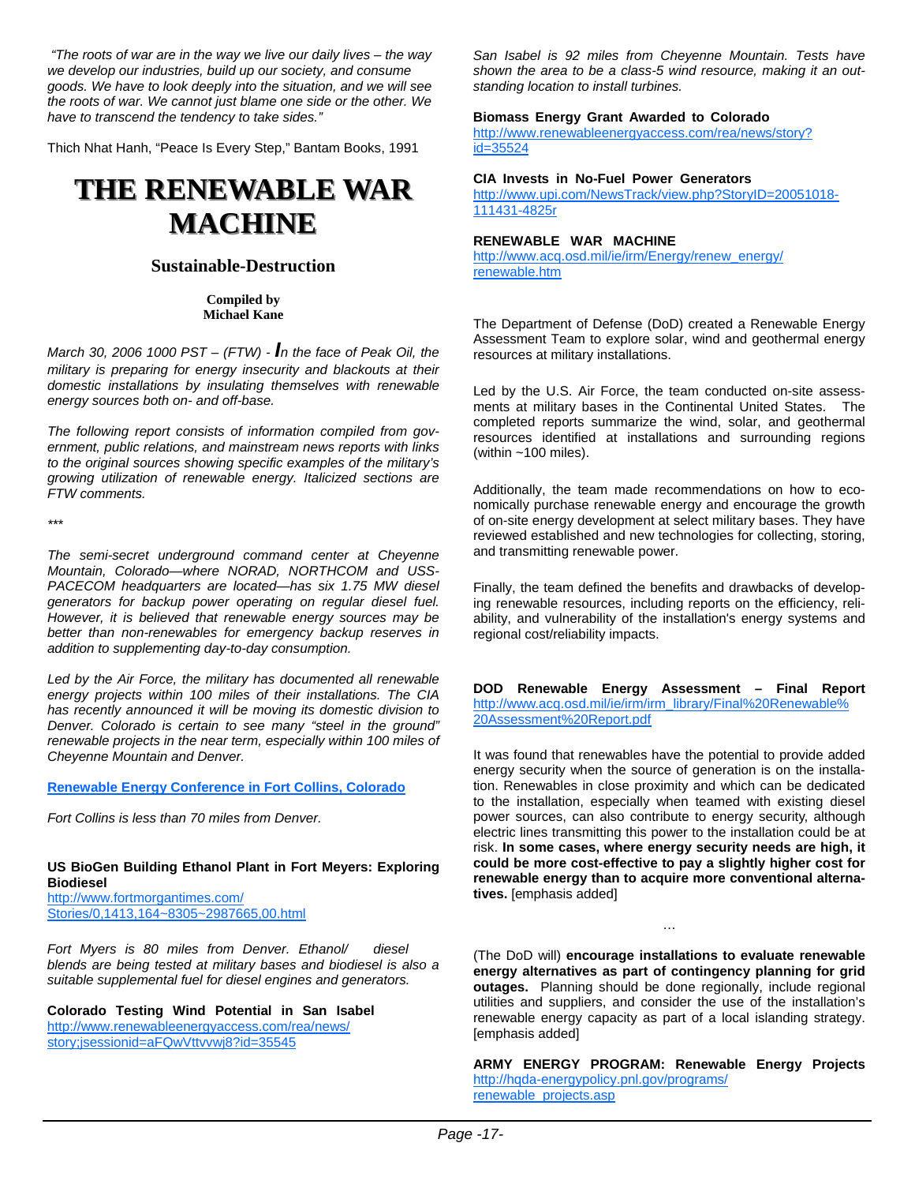*"The roots of war are in the way we live our daily lives – the way we develop our industries, build up our society, and consume goods. We have to look deeply into the situation, and we will see the roots of war. We cannot just blame one side or the other. We have to transcend the tendency to take sides."*

Thich Nhat Hanh, "Peace Is Every Step," Bantam Books, 1991

# THE RENEWABLE WAR MACHINE

## Sustainable-Destruction

**Compiled by**
**Michael Kane**

*March 30, 2006 1000 PST – (FTW) - In the face of Peak Oil, the military is preparing for energy insecurity and blackouts at their domestic installations by insulating themselves with renewable energy sources both on- and off-base.*

*The following report consists of information compiled from government, public relations, and mainstream news reports with links to the original sources showing specific examples of the military's growing utilization of renewable energy. Italicized sections are FTW comments.*

*\*\*\**

*The semi-secret underground command center at Cheyenne Mountain, Colorado—where NORAD, NORTHCOM and USSPACECOM headquarters are located—has six 1.75 MW diesel generators for backup power operating on regular diesel fuel. However, it is believed that renewable energy sources may be better than non-renewables for emergency backup reserves in addition to supplementing day-to-day consumption.*

*Led by the Air Force, the military has documented all renewable energy projects within 100 miles of their installations. The CIA has recently announced it will be moving its domestic division to Denver. Colorado is certain to see many "steel in the ground" renewable projects in the near term, especially within 100 miles of Cheyenne Mountain and Denver.*

**Renewable Energy Conference in Fort Collins, Colorado**

*Fort Collins is less than 70 miles from Denver.*

**US BioGen Building Ethanol Plant in Fort Meyers: Exploring Biodiesel**
http://www.fortmorgantimes.com/Stories/0,1413,164~8305~2987665,00.html

*Fort Myers is 80 miles from Denver. Ethanol/ diesel blends are being tested at military bases and biodiesel is also a suitable supplemental fuel for diesel engines and generators.*

**Colorado Testing Wind Potential in San Isabel**
http://www.renewableenergyaccess.com/rea/news/story;jsessionid=aFQwVttvvwj8?id=35545

*San Isabel is 92 miles from Cheyenne Mountain. Tests have shown the area to be a class-5 wind resource, making it an outstanding location to install turbines.*

**Biomass Energy Grant Awarded to Colorado**
http://www.renewableenergyaccess.com/rea/news/story?id=35524

**CIA Invests in No-Fuel Power Generators**
http://www.upi.com/NewsTrack/view.php?StoryID=20051018-111431-4825r

**RENEWABLE WAR MACHINE**
http://www.acq.osd.mil/ie/irm/Energy/renew_energy/renewable.htm

The Department of Defense (DoD) created a Renewable Energy Assessment Team to explore solar, wind and geothermal energy resources at military installations.

Led by the U.S. Air Force, the team conducted on-site assessments at military bases in the Continental United States. The completed reports summarize the wind, solar, and geothermal resources identified at installations and surrounding regions (within ~100 miles).

Additionally, the team made recommendations on how to economically purchase renewable energy and encourage the growth of on-site energy development at select military bases. They have reviewed established and new technologies for collecting, storing, and transmitting renewable power.

Finally, the team defined the benefits and drawbacks of developing renewable resources, including reports on the efficiency, reliability, and vulnerability of the installation's energy systems and regional cost/reliability impacts.

**DOD Renewable Energy Assessment – Final Report**
http://www.acq.osd.mil/ie/irm/irm_library/Final%20Renewable%20Assessment%20Report.pdf

It was found that renewables have the potential to provide added energy security when the source of generation is on the installation. Renewables in close proximity and which can be dedicated to the installation, especially when teamed with existing diesel power sources, can also contribute to energy security, although electric lines transmitting this power to the installation could be at risk. **In some cases, where energy security needs are high, it could be more cost-effective to pay a slightly higher cost for renewable energy than to acquire more conventional alternatives.** [emphasis added]

…

(The DoD will) **encourage installations to evaluate renewable energy alternatives as part of contingency planning for grid outages.** Planning should be done regionally, include regional utilities and suppliers, and consider the use of the installation's renewable energy capacity as part of a local islanding strategy. [emphasis added]

**ARMY ENERGY PROGRAM: Renewable Energy Projects**
http://hqda-energypolicy.pnl.gov/programs/renewable_projects.asp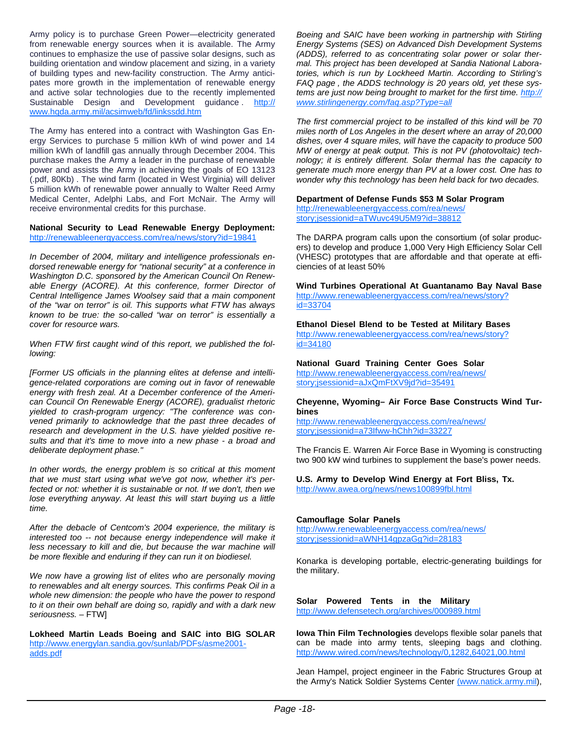Army policy is to purchase Green Power—electricity generated from renewable energy sources when it is available. The Army continues to emphasize the use of passive solar designs, such as building orientation and window placement and sizing, in a variety of building types and new-facility construction. The Army anticipates more growth in the implementation of renewable energy and active solar technologies due to the recently implemented Sustainable Design and Development guidance. http://www.hqda.army.mil/acsimweb/fd/linkssdd.htm

The Army has entered into a contract with Washington Gas Energy Services to purchase 5 million kWh of wind power and 14 million kWh of landfill gas annually through December 2004. This purchase makes the Army a leader in the purchase of renewable power and assists the Army in achieving the goals of EO 13123 (.pdf, 80Kb). The wind farm (located in West Virginia) will deliver 5 million kWh of renewable power annually to Walter Reed Army Medical Center, Adelphi Labs, and Fort McNair. The Army will receive environmental credits for this purchase.

**National Security to Lead Renewable Energy Deployment:** http://renewableenergyaccess.com/rea/news/story?id=19841

*In December of 2004, military and intelligence professionals endorsed renewable energy for "national security" at a conference in Washington D.C. sponsored by the American Council On Renewable Energy (ACORE). At this conference, former Director of Central Intelligence James Woolsey said that a main component of the "war on terror" is oil. This supports what FTW has always known to be true: the so-called "war on terror" is essentially a cover for resource wars.*

*When FTW first caught wind of this report, we published the following:*

*[Former US officials in the planning elites at defense and intelligence-related corporations are coming out in favor of renewable energy with fresh zeal. At a December conference of the American Council On Renewable Energy (ACORE), gradualist rhetoric yielded to crash-program urgency: "The conference was convened primarily to acknowledge that the past three decades of research and development in the U.S. have yielded positive results and that it's time to move into a new phase - a broad and deliberate deployment phase."*

*In other words, the energy problem is so critical at this moment that we must start using what we've got now, whether it's perfected or not: whether it is sustainable or not. If we don't, then we lose everything anyway. At least this will start buying us a little time.*

*After the debacle of Centcom's 2004 experience, the military is interested too -- not because energy independence will make it less necessary to kill and die, but because the war machine will be more flexible and enduring if they can run it on biodiesel.*

*We now have a growing list of elites who are personally moving to renewables and alt energy sources. This confirms Peak Oil in a whole new dimension: the people who have the power to respond to it on their own behalf are doing so, rapidly and with a dark new seriousness.* – FTW]

**Lokheed Martin Leads Boeing and SAIC into BIG SOLAR** http://www.energylan.sandia.gov/sunlab/PDFs/asme2001-adds.pdf

*Boeing and SAIC have been working in partnership with Stirling Energy Systems (SES) on Advanced Dish Development Systems (ADDS), referred to as concentrating solar power or solar thermal. This project has been developed at Sandia National Laboratories, which is run by Lockheed Martin. According to Stirling's FAQ page , the ADDS technology is 20 years old, yet these systems are just now being brought to market for the first time. http://www.stirlingenergy.com/faq.asp?Type=all*

*The first commercial project to be installed of this kind will be 70 miles north of Los Angeles in the desert where an array of 20,000 dishes, over 4 square miles, will have the capacity to produce 500 MW of energy at peak output. This is not PV (photovoltaic) technology; it is entirely different. Solar thermal has the capacity to generate much more energy than PV at a lower cost. One has to wonder why this technology has been held back for two decades.*

**Department of Defense Funds $53 M Solar Program**
http://renewableenergyaccess.com/rea/news/story;jsessionid=aTWuvc49U5M9?id=38812

The DARPA program calls upon the consortium (of solar producers) to develop and produce 1,000 Very High Efficiency Solar Cell (VHESC) prototypes that are affordable and that operate at efficiencies of at least 50%

**Wind Turbines Operational At Guantanamo Bay Naval Base**
http://www.renewableenergyaccess.com/rea/news/story?id=33704

**Ethanol Diesel Blend to be Tested at Military Bases**
http://www.renewableenergyaccess.com/rea/news/story?id=34180

**National Guard Training Center Goes Solar**
http://www.renewableenergyaccess.com/rea/news/story;jsessionid=aJxQmFtXV9jd?id=35491

**Cheyenne, Wyoming– Air Force Base Constructs Wind Turbines**
http://www.renewableenergyaccess.com/rea/news/story;jsessionid=a73Ifww-hChh?id=33227

The Francis E. Warren Air Force Base in Wyoming is constructing two 900 kW wind turbines to supplement the base's power needs.

**U.S. Army to Develop Wind Energy at Fort Bliss, Tx.**
http://www.awea.org/news/news100899fbl.html

**Camouflage Solar Panels**
http://www.renewableenergyaccess.com/rea/news/story;jsessionid=aWNH14gpzaGg?id=28183

Konarka is developing portable, electric-generating buildings for the military.

**Solar Powered Tents in the Military**
http://www.defensetech.org/archives/000989.html

**Iowa Thin Film Technologies** develops flexible solar panels that can be made into army tents, sleeping bags and clothing. http://www.wired.com/news/technology/0,1282,64021,00.html

Jean Hampel, project engineer in the Fabric Structures Group at the Army's Natick Soldier Systems Center (www.natick.army.mil),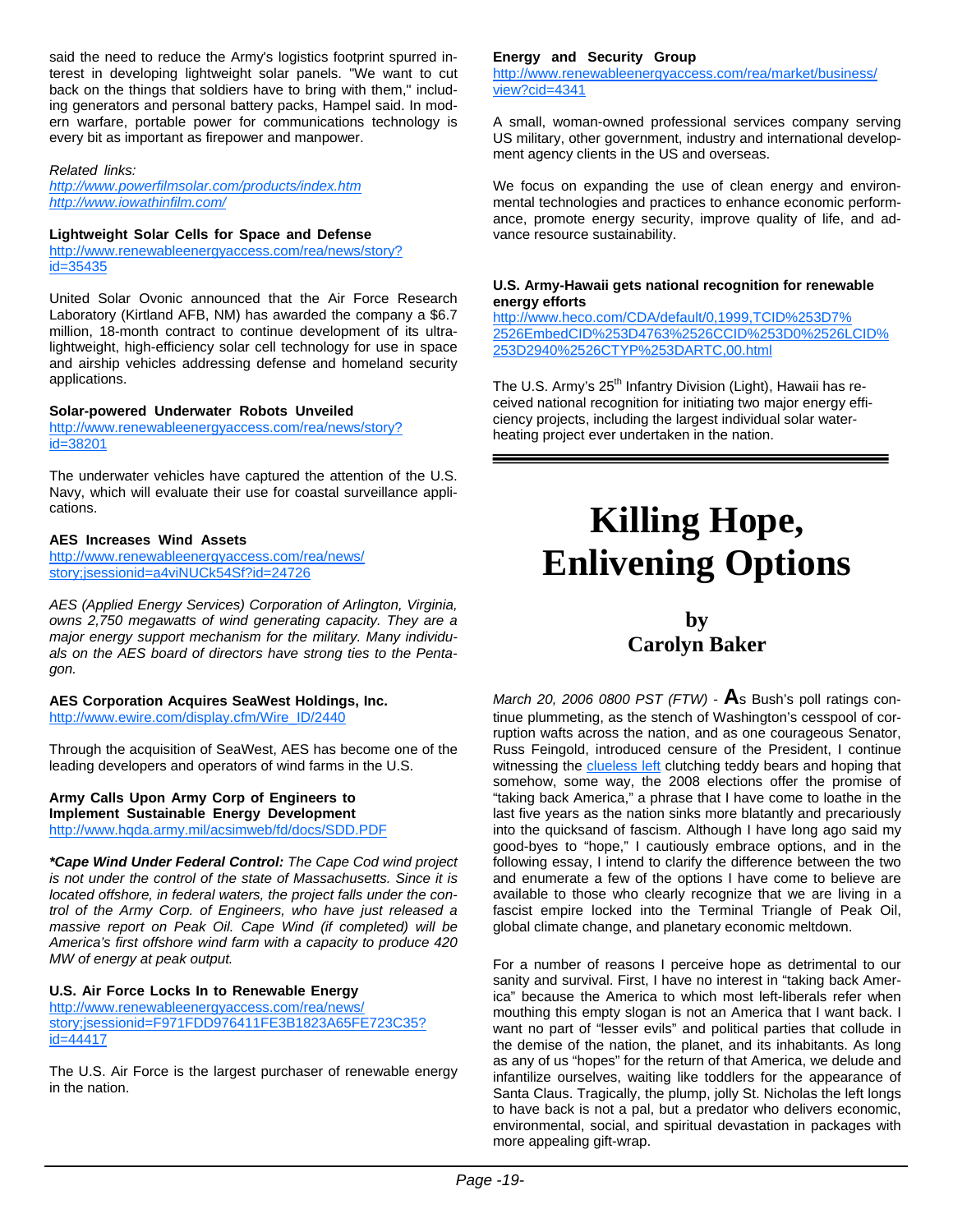said the need to reduce the Army's logistics footprint spurred interest in developing lightweight solar panels. "We want to cut back on the things that soldiers have to bring with them," including generators and personal battery packs, Hampel said. In modern warfare, portable power for communications technology is every bit as important as firepower and manpower.

*Related links:*
*http://www.powerfilmsolar.com/products/index.htm*
*http://www.iowathinfilm.com/*

**Lightweight Solar Cells for Space and Defense**
http://www.renewableenergyaccess.com/rea/news/story?id=35435

United Solar Ovonic announced that the Air Force Research Laboratory (Kirtland AFB, NM) has awarded the company a $6.7 million, 18-month contract to continue development of its ultra-lightweight, high-efficiency solar cell technology for use in space and airship vehicles addressing defense and homeland security applications.

**Solar-powered Underwater Robots Unveiled**
http://www.renewableenergyaccess.com/rea/news/story?id=38201

The underwater vehicles have captured the attention of the U.S. Navy, which will evaluate their use for coastal surveillance applications.

**AES Increases Wind Assets**
http://www.renewableenergyaccess.com/rea/news/story;jsessionid=a4viNUCk54Sf?id=24726

*AES (Applied Energy Services) Corporation of Arlington, Virginia, owns 2,750 megawatts of wind generating capacity. They are a major energy support mechanism for the military. Many individuals on the AES board of directors have strong ties to the Pentagon.*

**AES Corporation Acquires SeaWest Holdings, Inc.**
http://www.ewire.com/display.cfm/Wire_ID/2440

Through the acquisition of SeaWest, AES has become one of the leading developers and operators of wind farms in the U.S.

**Army Calls Upon Army Corp of Engineers to Implement Sustainable Energy Development**
http://www.hqda.army.mil/acsimweb/fd/docs/SDD.PDF

***Cape Wind Under Federal Control:*** *The Cape Cod wind project is not under the control of the state of Massachusetts. Since it is located offshore, in federal waters, the project falls under the control of the Army Corp. of Engineers, who have just released a massive report on Peak Oil. Cape Wind (if completed) will be America's first offshore wind farm with a capacity to produce 420 MW of energy at peak output.*

**U.S. Air Force Locks In to Renewable Energy**
http://www.renewableenergyaccess.com/rea/news/story;jsessionid=F971FDD976411FE3B1823A65FE723C35?id=44417

The U.S. Air Force is the largest purchaser of renewable energy in the nation.

**Energy and Security Group**
http://www.renewableenergyaccess.com/rea/market/business/view?cid=4341

A small, woman-owned professional services company serving US military, other government, industry and international development agency clients in the US and overseas.

We focus on expanding the use of clean energy and environmental technologies and practices to enhance economic performance, promote energy security, improve quality of life, and advance resource sustainability.

**U.S. Army-Hawaii gets national recognition for renewable energy efforts**
http://www.heco.com/CDA/default/0,1999,TCID%253D7%2526EmbedCID%253D4763%2526CCID%253D0%2526LCID%253D2940%2526CTYP%253DARTC,00.html

The U.S. Army's 25th Infantry Division (Light), Hawaii has received national recognition for initiating two major energy efficiency projects, including the largest individual solar water-heating project ever undertaken in the nation.

# Killing Hope, Enlivening Options

**by**
**Carolyn Baker**

*March 20, 2006 0800 PST (FTW)* - **A**s Bush's poll ratings continue plummeting, as the stench of Washington's cesspool of corruption wafts across the nation, and as one courageous Senator, Russ Feingold, introduced censure of the President, I continue witnessing the clueless left clutching teddy bears and hoping that somehow, some way, the 2008 elections offer the promise of "taking back America," a phrase that I have come to loathe in the last five years as the nation sinks more blatantly and precariously into the quicksand of fascism. Although I have long ago said my good-byes to "hope," I cautiously embrace options, and in the following essay, I intend to clarify the difference between the two and enumerate a few of the options I have come to believe are available to those who clearly recognize that we are living in a fascist empire locked into the Terminal Triangle of Peak Oil, global climate change, and planetary economic meltdown.

For a number of reasons I perceive hope as detrimental to our sanity and survival. First, I have no interest in "taking back America" because the America to which most left-liberals refer when mouthing this empty slogan is not an America that I want back. I want no part of "lesser evils" and political parties that collude in the demise of the nation, the planet, and its inhabitants. As long as any of us "hopes" for the return of that America, we delude and infantilize ourselves, waiting like toddlers for the appearance of Santa Claus. Tragically, the plump, jolly St. Nicholas the left longs to have back is not a pal, but a predator who delivers economic, environmental, social, and spiritual devastation in packages with more appealing gift-wrap.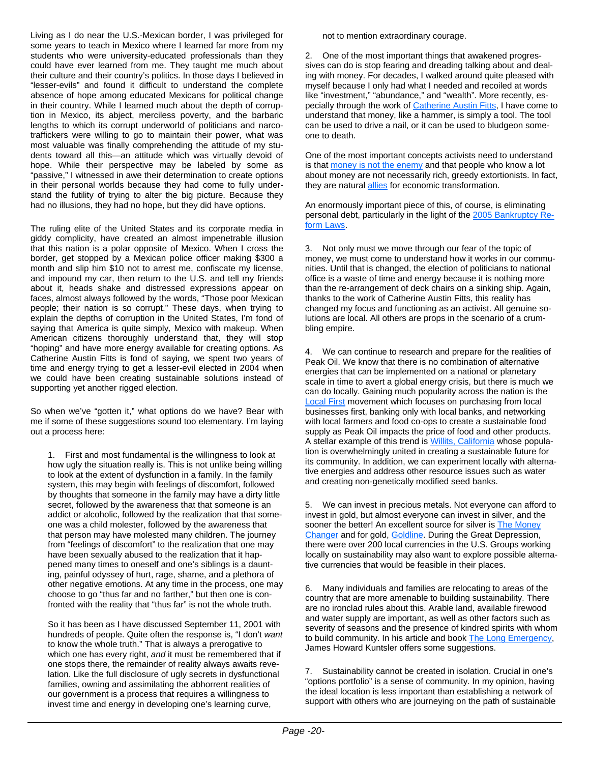Living as I do near the U.S.-Mexican border, I was privileged for some years to teach in Mexico where I learned far more from my students who were university-educated professionals than they could have ever learned from me. They taught me much about their culture and their country's politics. In those days I believed in "lesser-evils" and found it difficult to understand the complete absence of hope among educated Mexicans for political change in their country. While I learned much about the depth of corruption in Mexico, its abject, merciless poverty, and the barbaric lengths to which its corrupt underworld of politicians and narco-traffickers were willing to go to maintain their power, what was most valuable was finally comprehending the attitude of my students toward all this—an attitude which was virtually devoid of hope. While their perspective may be labeled by some as "passive," I witnessed in awe their determination to create options in their personal worlds because they had come to fully understand the futility of trying to alter the big picture. Because they had no illusions, they had no hope, but they did have options.

The ruling elite of the United States and its corporate media in giddy complicity, have created an almost impenetrable illusion that this nation is a polar opposite of Mexico. When I cross the border, get stopped by a Mexican police officer making $300 a month and slip him $10 not to arrest me, confiscate my license, and impound my car, then return to the U.S. and tell my friends about it, heads shake and distressed expressions appear on faces, almost always followed by the words, "Those poor Mexican people; their nation is so corrupt." These days, when trying to explain the depths of corruption in the United States, I'm fond of saying that America is quite simply, Mexico with makeup. When American citizens thoroughly understand that, they will stop "hoping" and have more energy available for creating options. As Catherine Austin Fitts is fond of saying, we spent two years of time and energy trying to get a lesser-evil elected in 2004 when we could have been creating sustainable solutions instead of supporting yet another rigged election.

So when we've "gotten it," what options do we have? Bear with me if some of these suggestions sound too elementary. I'm laying out a process here:

1. First and most fundamental is the willingness to look at how ugly the situation really is. This is not unlike being willing to look at the extent of dysfunction in a family. In the family system, this may begin with feelings of discomfort, followed by thoughts that someone in the family may have a dirty little secret, followed by the awareness that that someone is an addict or alcoholic, followed by the realization that that someone was a child molester, followed by the awareness that that person may have molested many children. The journey from "feelings of discomfort" to the realization that one may have been sexually abused to the realization that it happened many times to oneself and one's siblings is a daunting, painful odyssey of hurt, rage, shame, and a plethora of other negative emotions. At any time in the process, one may choose to go "thus far and no farther," but then one is confronted with the reality that "thus far" is not the whole truth.

   So it has been as I have discussed September 11, 2001 with hundreds of people. Quite often the response is, "I don't *want* to know the whole truth." That is always a prerogative to which one has every right, *and* it must be remembered that if one stops there, the remainder of reality always awaits revelation. Like the full disclosure of ugly secrets in dysfunctional families, owning and assimilating the abhorrent realities of our government is a process that requires a willingness to invest time and energy in developing one's learning curve, not to mention extraordinary courage.

2. One of the most important things that awakened progressives can do is stop fearing and dreading talking about and dealing with money. For decades, I walked around quite pleased with myself because I only had what I needed and recoiled at words like "investment," "abundance," and "wealth". More recently, especially through the work of Catherine Austin Fitts, I have come to understand that money, like a hammer, is simply a tool. The tool can be used to drive a nail, or it can be used to bludgeon someone to death.

   One of the most important concepts activists need to understand is that money is not the enemy and that people who know a lot about money are not necessarily rich, greedy extortionists. In fact, they are natural allies for economic transformation.

   An enormously important piece of this, of course, is eliminating personal debt, particularly in the light of the 2005 Bankruptcy Reform Laws.

3. Not only must we move through our fear of the topic of money, we must come to understand how it works in our communities. Until that is changed, the election of politicians to national office is a waste of time and energy because it is nothing more than the re-arrangement of deck chairs on a sinking ship. Again, thanks to the work of Catherine Austin Fitts, this reality has changed my focus and functioning as an activist. All genuine solutions are local. All others are props in the scenario of a crumbling empire.

4. We can continue to research and prepare for the realities of Peak Oil. We know that there is no combination of alternative energies that can be implemented on a national or planetary scale in time to avert a global energy crisis, but there is much we can do locally. Gaining much popularity across the nation is the Local First movement which focuses on purchasing from local businesses first, banking only with local banks, and networking with local farmers and food co-ops to create a sustainable food supply as Peak Oil impacts the price of food and other products. A stellar example of this trend is Willits, California whose population is overwhelmingly united in creating a sustainable future for its community. In addition, we can experiment locally with alternative energies and address other resource issues such as water and creating non-genetically modified seed banks.

5. We can invest in precious metals. Not everyone can afford to invest in gold, but almost everyone can invest in silver, and the sooner the better! An excellent source for silver is The Money Changer and for gold, Goldline. During the Great Depression, there were over 200 local currencies in the U.S. Groups working locally on sustainability may also want to explore possible alternative currencies that would be feasible in their places.

6. Many individuals and families are relocating to areas of the country that are more amenable to building sustainability. There are no ironclad rules about this. Arable land, available firewood and water supply are important, as well as other factors such as severity of seasons and the presence of kindred spirits with whom to build community. In his article and book The Long Emergency, James Howard Kuntsler offers some suggestions.

7. Sustainability cannot be created in isolation. Crucial in one's "options portfolio" is a sense of community. In my opinion, having the ideal location is less important than establishing a network of support with others who are journeying on the path of sustainable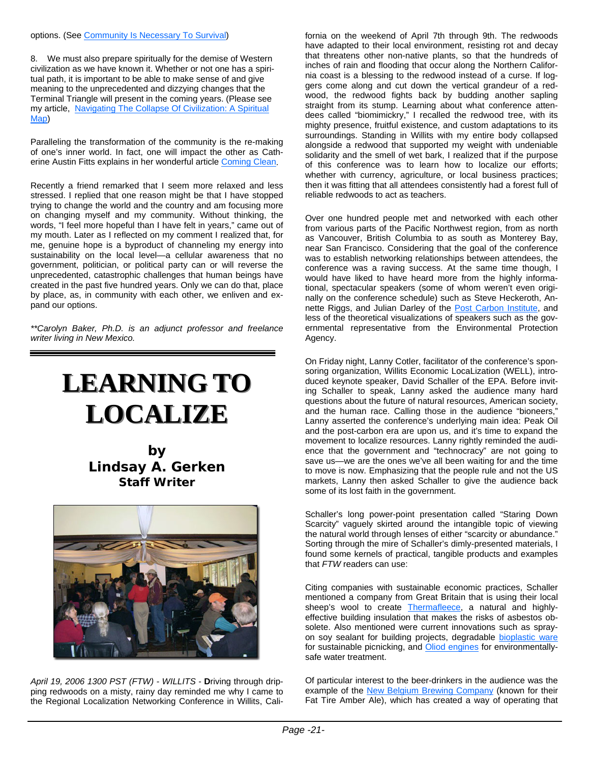options. (See Community Is Necessary To Survival)

8. We must also prepare spiritually for the demise of Western civilization as we have known it. Whether or not one has a spiritual path, it is important to be able to make sense of and give meaning to the unprecedented and dizzying changes that the Terminal Triangle will present in the coming years. (Please see my article, Navigating The Collapse Of Civilization: A Spiritual Map)

Paralleling the transformation of the community is the re-making of one's inner world. In fact, one will impact the other as Catherine Austin Fitts explains in her wonderful article Coming Clean.

Recently a friend remarked that I seem more relaxed and less stressed. I replied that one reason might be that I have stopped trying to change the world and the country and am focusing more on changing myself and my community. Without thinking, the words, "I feel more hopeful than I have felt in years," came out of my mouth. Later as I reflected on my comment I realized that, for me, genuine hope is a byproduct of channeling my energy into sustainability on the local level—a cellular awareness that no government, politician, or political party can or will reverse the unprecedented, catastrophic challenges that human beings have created in the past five hundred years. Only we can do that, place by place, as, in community with each other, we enliven and expand our options.

*\*\*Carolyn Baker, Ph.D. is an adjunct professor and freelance writer living in New Mexico.*

# LEARNING TO LOCALIZE

## by Lindsay A. Gerken
### Staff Writer

*April 19, 2006 1300 PST (FTW) - WILLITS -* **D**riving through dripping redwoods on a misty, rainy day reminded me why I came to the Regional Localization Networking Conference in Willits, California on the weekend of April 7th through 9th. The redwoods have adapted to their local environment, resisting rot and decay that threatens other non-native plants, so that the hundreds of inches of rain and flooding that occur along the Northern California coast is a blessing to the redwood instead of a curse. If loggers come along and cut down the vertical grandeur of a redwood, the redwood fights back by budding another sapling straight from its stump. Learning about what conference attendees called "biomimickry," I recalled the redwood tree, with its mighty presence, fruitful existence, and custom adaptations to its surroundings. Standing in Willits with my entire body collapsed alongside a redwood that supported my weight with undeniable solidarity and the smell of wet bark, I realized that if the purpose of this conference was to learn how to localize our efforts; whether with currency, agriculture, or local business practices; then it was fitting that all attendees consistently had a forest full of reliable redwoods to act as teachers.

Over one hundred people met and networked with each other from various parts of the Pacific Northwest region, from as north as Vancouver, British Columbia to as south as Monterey Bay, near San Francisco. Considering that the goal of the conference was to establish networking relationships between attendees, the conference was a raving success. At the same time though, I would have liked to have heard more from the highly informational, spectacular speakers (some of whom weren't even originally on the conference schedule) such as Steve Heckeroth, Annette Riggs, and Julian Darley of the Post Carbon Institute, and less of the theoretical visualizations of speakers such as the governmental representative from the Environmental Protection Agency.

On Friday night, Lanny Cotler, facilitator of the conference's sponsoring organization, Willits Economic LocaLization (WELL), introduced keynote speaker, David Schaller of the EPA. Before inviting Schaller to speak, Lanny asked the audience many hard questions about the future of natural resources, American society, and the human race. Calling those in the audience "bioneers," Lanny asserted the conference's underlying main idea: Peak Oil and the post-carbon era are upon us, and it's time to expand the movement to localize resources. Lanny rightly reminded the audience that the government and "technocracy" are not going to save us—we are the ones we've all been waiting for and the time to move is now. Emphasizing that the people rule and not the US markets, Lanny then asked Schaller to give the audience back some of its lost faith in the government.

Schaller's long power-point presentation called "Staring Down Scarcity" vaguely skirted around the intangible topic of viewing the natural world through lenses of either "scarcity or abundance." Sorting through the mire of Schaller's dimly-presented materials, I found some kernels of practical, tangible products and examples that *FTW* readers can use:

Citing companies with sustainable economic practices, Schaller mentioned a company from Great Britain that is using their local sheep's wool to create Thermafleece, a natural and highly-effective building insulation that makes the risks of asbestos obsolete. Also mentioned were current innovations such as spray-on soy sealant for building projects, degradable bioplastic ware for sustainable picnicking, and Oliod engines for environmentally-safe water treatment.

Of particular interest to the beer-drinkers in the audience was the example of the New Belgium Brewing Company (known for their Fat Tire Amber Ale), which has created a way of operating that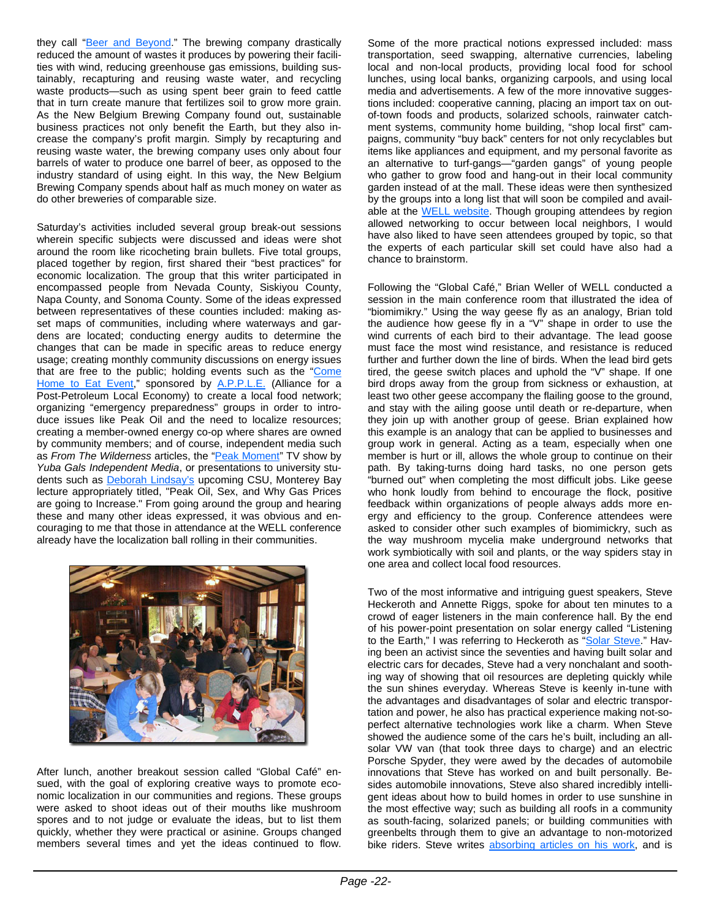they call "Beer and Beyond." The brewing company drastically reduced the amount of wastes it produces by powering their facilities with wind, reducing greenhouse gas emissions, building sustainably, recapturing and reusing waste water, and recycling waste products—such as using spent beer grain to feed cattle that in turn create manure that fertilizes soil to grow more grain. As the New Belgium Brewing Company found out, sustainable business practices not only benefit the Earth, but they also increase the company's profit margin. Simply by recapturing and reusing waste water, the brewing company uses only about four barrels of water to produce one barrel of beer, as opposed to the industry standard of using eight. In this way, the New Belgium Brewing Company spends about half as much money on water as do other breweries of comparable size.

Saturday's activities included several group break-out sessions wherein specific subjects were discussed and ideas were shot around the room like ricocheting brain bullets. Five total groups, placed together by region, first shared their "best practices" for economic localization. The group that this writer participated in encompassed people from Nevada County, Siskiyou County, Napa County, and Sonoma County. Some of the ideas expressed between representatives of these counties included: making asset maps of communities, including where waterways and gardens are located; conducting energy audits to determine the changes that can be made in specific areas to reduce energy usage; creating monthly community discussions on energy issues that are free to the public; holding events such as the "Come Home to Eat Event," sponsored by A.P.P.L.E. (Alliance for a Post-Petroleum Local Economy) to create a local food network; organizing "emergency preparedness" groups in order to introduce issues like Peak Oil and the need to localize resources; creating a member-owned energy co-op where shares are owned by community members; and of course, independent media such as *From The Wilderness* articles, the "Peak Moment" TV show by *Yuba Gals Independent Media*, or presentations to university students such as Deborah Lindsay's upcoming CSU, Monterey Bay lecture appropriately titled, "Peak Oil, Sex, and Why Gas Prices are going to Increase." From going around the group and hearing these and many other ideas expressed, it was obvious and encouraging to me that those in attendance at the WELL conference already have the localization ball rolling in their communities.

After lunch, another breakout session called "Global Café" ensued, with the goal of exploring creative ways to promote economic localization in our communities and regions. These groups were asked to shoot ideas out of their mouths like mushroom spores and to not judge or evaluate the ideas, but to list them quickly, whether they were practical or asinine. Groups changed members several times and yet the ideas continued to flow.

Some of the more practical notions expressed included: mass transportation, seed swapping, alternative currencies, labeling local and non-local products, providing local food for school lunches, using local banks, organizing carpools, and using local media and advertisements. A few of the more innovative suggestions included: cooperative canning, placing an import tax on out-of-town foods and products, solarized schools, rainwater catchment systems, community home building, "shop local first" campaigns, community "buy back" centers for not only recyclables but items like appliances and equipment, and my personal favorite as an alternative to turf-gangs—"garden gangs" of young people who gather to grow food and hang-out in their local community garden instead of at the mall. These ideas were then synthesized by the groups into a long list that will soon be compiled and available at the WELL website. Though grouping attendees by region allowed networking to occur between local neighbors, I would have also liked to have seen attendees grouped by topic, so that the experts of each particular skill set could have also had a chance to brainstorm.

Following the "Global Café," Brian Weller of WELL conducted a session in the main conference room that illustrated the idea of "biomimikry." Using the way geese fly as an analogy, Brian told the audience how geese fly in a "V" shape in order to use the wind currents of each bird to their advantage. The lead goose must face the most wind resistance, and resistance is reduced further and further down the line of birds. When the lead bird gets tired, the geese switch places and uphold the "V" shape. If one bird drops away from the group from sickness or exhaustion, at least two other geese accompany the flailing goose to the ground, and stay with the ailing goose until death or re-departure, when they join up with another group of geese. Brian explained how this example is an analogy that can be applied to businesses and group work in general. Acting as a team, especially when one member is hurt or ill, allows the whole group to continue on their path. By taking-turns doing hard tasks, no one person gets "burned out" when completing the most difficult jobs. Like geese who honk loudly from behind to encourage the flock, positive feedback within organizations of people always adds more energy and efficiency to the group. Conference attendees were asked to consider other such examples of biomimickry, such as the way mushroom mycelia make underground networks that work symbiotically with soil and plants, or the way spiders stay in one area and collect local food resources.

Two of the most informative and intriguing guest speakers, Steve Heckeroth and Annette Riggs, spoke for about ten minutes to a crowd of eager listeners in the main conference hall. By the end of his power-point presentation on solar energy called "Listening to the Earth," I was referring to Heckeroth as "Solar Steve." Having been an activist since the seventies and having built solar and electric cars for decades, Steve had a very nonchalant and soothing way of showing that oil resources are depleting quickly while the sun shines everyday. Whereas Steve is keenly in-tune with the advantages and disadvantages of solar and electric transportation and power, he also has practical experience making not-so-perfect alternative technologies work like a charm. When Steve showed the audience some of the cars he's built, including an all-solar VW van (that took three days to charge) and an electric Porsche Spyder, they were awed by the decades of automobile innovations that Steve has worked on and built personally. Besides automobile innovations, Steve also shared incredibly intelligent ideas about how to build homes in order to use sunshine in the most effective way; such as building all roofs in a community as south-facing, solarized panels; or building communities with greenbelts through them to give an advantage to non-motorized bike riders. Steve writes absorbing articles on his work, and is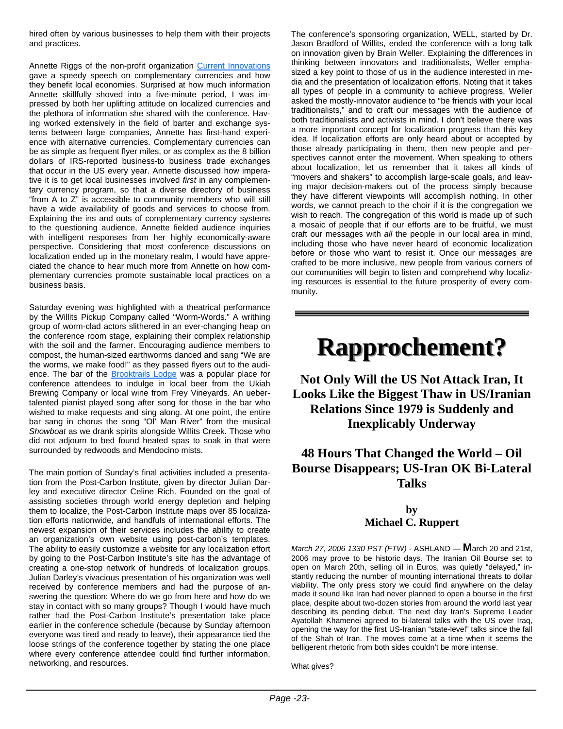hired often by various businesses to help them with their projects and practices.

Annette Riggs of the non-profit organization Current Innovations gave a speedy speech on complementary currencies and how they benefit local economies. Surprised at how much information Annette skillfully shoved into a five-minute period, I was impressed by both her uplifting attitude on localized currencies and the plethora of information she shared with the conference. Having worked extensively in the field of barter and exchange systems between large companies, Annette has first-hand experience with alternative currencies. Complementary currencies can be as simple as frequent flyer miles, or as complex as the 8 billion dollars of IRS-reported business-to business trade exchanges that occur in the US every year. Annette discussed how imperative it is to get local businesses involved *first* in any complementary currency program, so that a diverse directory of business "from A to Z" is accessible to community members who will still have a wide availability of goods and services to choose from. Explaining the ins and outs of complementary currency systems to the questioning audience, Annette fielded audience inquiries with intelligent responses from her highly economically-aware perspective. Considering that most conference discussions on localization ended up in the monetary realm, I would have appreciated the chance to hear much more from Annette on how complementary currencies promote sustainable local practices on a business basis.

Saturday evening was highlighted with a theatrical performance by the Willits Pickup Company called "Worm-Words." A writhing group of worm-clad actors slithered in an ever-changing heap on the conference room stage, explaining their complex relationship with the soil and the farmer. Encouraging audience members to compost, the human-sized earthworms danced and sang "We are the worms, we make food!" as they passed flyers out to the audience. The bar of the Brooktrails Lodge was a popular place for conference attendees to indulge in local beer from the Ukiah Brewing Company or local wine from Frey Vineyards. An ueber-talented pianist played song after song for those in the bar who wished to make requests and sing along. At one point, the entire bar sang in chorus the song "Ol' Man River" from the musical *Showboat* as we drank spirits alongside Willits Creek. Those who did not adjourn to bed found heated spas to soak in that were surrounded by redwoods and Mendocino mists.

The main portion of Sunday's final activities included a presentation from the Post-Carbon Institute, given by director Julian Darley and executive director Celine Rich. Founded on the goal of assisting societies through world energy depletion and helping them to localize, the Post-Carbon Institute maps over 85 localization efforts nationwide, and handfuls of international efforts. The newest expansion of their services includes the ability to create an organization's own website using post-carbon's templates. The ability to easily customize a website for any localization effort by going to the Post-Carbon Institute's site has the advantage of creating a one-stop network of hundreds of localization groups. Julian Darley's vivacious presentation of his organization was well received by conference members and had the purpose of answering the question: Where do we go from here and how do we stay in contact with so many groups? Though I would have much rather had the Post-Carbon Institute's presentation take place earlier in the conference schedule (because by Sunday afternoon everyone was tired and ready to leave), their appearance tied the loose strings of the conference together by stating the one place where every conference attendee could find further information, networking, and resources.

The conference's sponsoring organization, WELL, started by Dr. Jason Bradford of Willits, ended the conference with a long talk on innovation given by Brain Weller. Explaining the differences in thinking between innovators and traditionalists, Weller emphasized a key point to those of us in the audience interested in media and the presentation of localization efforts. Noting that it takes all types of people in a community to achieve progress, Weller asked the mostly-innovator audience to "be friends with your local traditionalists," and to craft our messages with the audience of both traditionalists and activists in mind. I don't believe there was a more important concept for localization progress than this key idea. If localization efforts are only heard about or accepted by those already participating in them, then new people and perspectives cannot enter the movement. When speaking to others about localization, let us remember that it takes all kinds of "movers and shakers" to accomplish large-scale goals, and leaving major decision-makers out of the process simply because they have different viewpoints will accomplish nothing. In other words, we cannot preach to the choir if it is the congregation we wish to reach. The congregation of this world is made up of such a mosaic of people that if our efforts are to be fruitful, we must craft our messages with *all* the people in our local area in mind, including those who have never heard of economic localization before or those who want to resist it. Once our messages are crafted to be more inclusive, new people from various corners of our communities will begin to listen and comprehend why localizing resources is essential to the future prosperity of every community.

---

# Rapprochement?

## Not Only Will the US Not Attack Iran, It Looks Like the Biggest Thaw in US/Iranian Relations Since 1979 is Suddenly and Inexplicably Underway

## 48 Hours That Changed the World – Oil Bourse Disappears; US-Iran OK Bi-Lateral Talks

**by**
**Michael C. Ruppert**

*March 27, 2006 1330 PST (FTW)* - ASHLAND — **M**arch 20 and 21st, 2006 may prove to be historic days. The Iranian Oil Bourse set to open on March 20th, selling oil in Euros, was quietly "delayed," instantly reducing the number of mounting international threats to dollar viability. The only press story we could find anywhere on the delay made it sound like Iran had never planned to open a bourse in the first place, despite about two-dozen stories from around the world last year describing its pending debut. The next day Iran's Supreme Leader Ayatollah Khamenei agreed to bi-lateral talks with the US over Iraq, opening the way for the first US-Iranian "state-level" talks since the fall of the Shah of Iran. The moves come at a time when it seems the belligerent rhetoric from both sides couldn't be more intense.

What gives?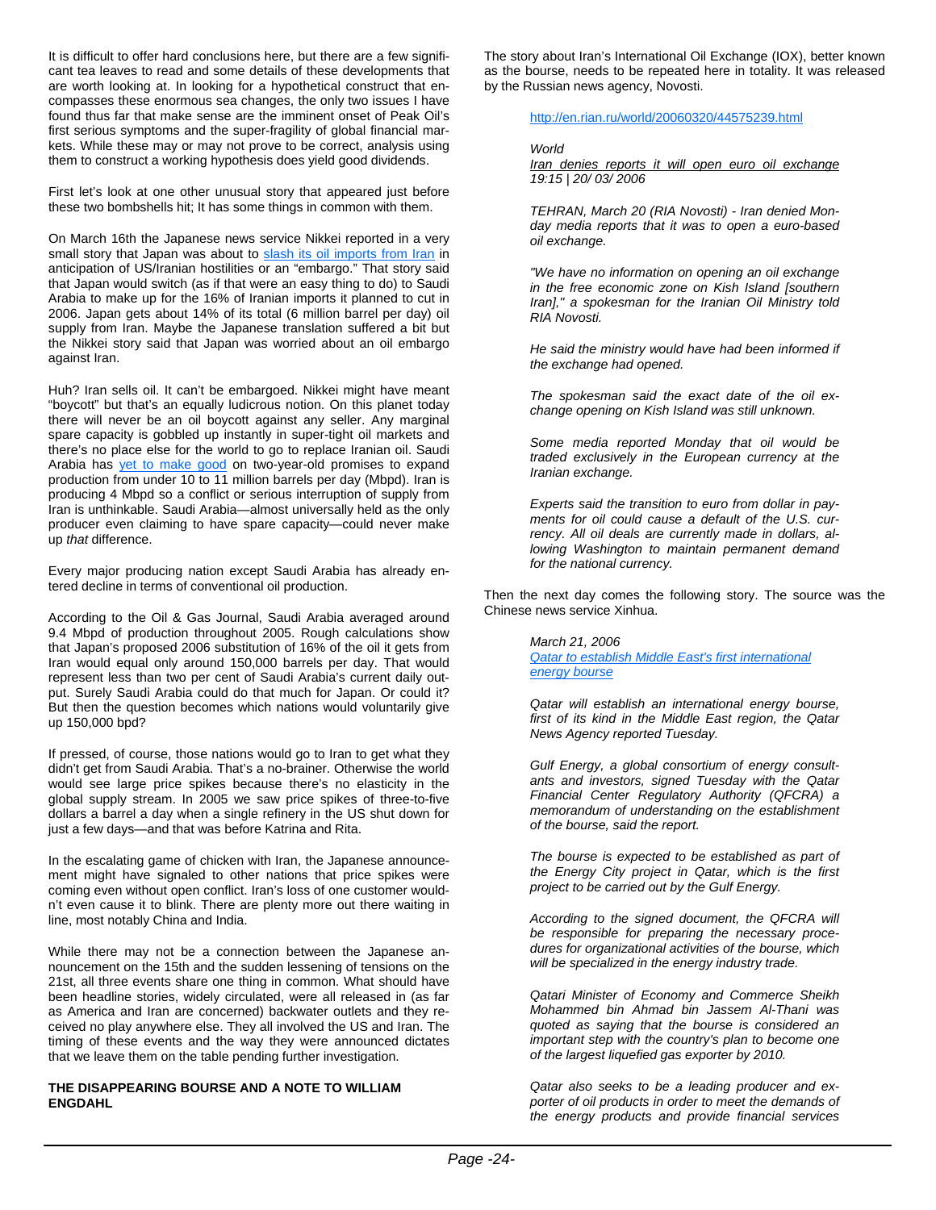It is difficult to offer hard conclusions here, but there are a few significant tea leaves to read and some details of these developments that are worth looking at. In looking for a hypothetical construct that encompasses these enormous sea changes, the only two issues I have found thus far that make sense are the imminent onset of Peak Oil's first serious symptoms and the super-fragility of global financial markets. While these may or may not prove to be correct, analysis using them to construct a working hypothesis does yield good dividends.

First let's look at one other unusual story that appeared just before these two bombshells hit; It has some things in common with them.

On March 16th the Japanese news service Nikkei reported in a very small story that Japan was about to slash its oil imports from Iran in anticipation of US/Iranian hostilities or an "embargo." That story said that Japan would switch (as if that were an easy thing to do) to Saudi Arabia to make up for the 16% of Iranian imports it planned to cut in 2006. Japan gets about 14% of its total (6 million barrel per day) oil supply from Iran. Maybe the Japanese translation suffered a bit but the Nikkei story said that Japan was worried about an oil embargo against Iran.

Huh? Iran sells oil. It can't be embargoed. Nikkei might have meant "boycott" but that's an equally ludicrous notion. On this planet today there will never be an oil boycott against any seller. Any marginal spare capacity is gobbled up instantly in super-tight oil markets and there's no place else for the world to go to replace Iranian oil. Saudi Arabia has yet to make good on two-year-old promises to expand production from under 10 to 11 million barrels per day (Mbpd). Iran is producing 4 Mbpd so a conflict or serious interruption of supply from Iran is unthinkable. Saudi Arabia—almost universally held as the only producer even claiming to have spare capacity—could never make up *that* difference.

Every major producing nation except Saudi Arabia has already entered decline in terms of conventional oil production.

According to the Oil & Gas Journal, Saudi Arabia averaged around 9.4 Mbpd of production throughout 2005. Rough calculations show that Japan's proposed 2006 substitution of 16% of the oil it gets from Iran would equal only around 150,000 barrels per day. That would represent less than two per cent of Saudi Arabia's current daily output. Surely Saudi Arabia could do that much for Japan. Or could it? But then the question becomes which nations would voluntarily give up 150,000 bpd?

If pressed, of course, those nations would go to Iran to get what they didn't get from Saudi Arabia. That's a no-brainer. Otherwise the world would see large price spikes because there's no elasticity in the global supply stream. In 2005 we saw price spikes of three-to-five dollars a barrel a day when a single refinery in the US shut down for just a few days—and that was before Katrina and Rita.

In the escalating game of chicken with Iran, the Japanese announcement might have signaled to other nations that price spikes were coming even without open conflict. Iran's loss of one customer wouldn't even cause it to blink. There are plenty more out there waiting in line, most notably China and India.

While there may not be a connection between the Japanese announcement on the 15th and the sudden lessening of tensions on the 21st, all three events share one thing in common. What should have been headline stories, widely circulated, were all released in (as far as America and Iran are concerned) backwater outlets and they received no play anywhere else. They all involved the US and Iran. The timing of these events and the way they were announced dictates that we leave them on the table pending further investigation.

**THE DISAPPEARING BOURSE AND A NOTE TO WILLIAM ENGDAHL**

The story about Iran's International Oil Exchange (IOX), better known as the bourse, needs to be repeated here in totality. It was released by the Russian news agency, Novosti.

> http://en.rian.ru/world/20060320/44575239.html
>
> *World*
> *Iran denies reports it will open euro oil exchange*
> *19:15 | 20/ 03/ 2006*
>
> *TEHRAN, March 20 (RIA Novosti) - Iran denied Monday media reports that it was to open a euro-based oil exchange.*
>
> *"We have no information on opening an oil exchange in the free economic zone on Kish Island [southern Iran]," a spokesman for the Iranian Oil Ministry told RIA Novosti.*
>
> *He said the ministry would have had been informed if the exchange had opened.*
>
> *The spokesman said the exact date of the oil exchange opening on Kish Island was still unknown.*
>
> *Some media reported Monday that oil would be traded exclusively in the European currency at the Iranian exchange.*
>
> *Experts said the transition to euro from dollar in payments for oil could cause a default of the U.S. currency. All oil deals are currently made in dollars, allowing Washington to maintain permanent demand for the national currency.*

Then the next day comes the following story. The source was the Chinese news service Xinhua.

> *March 21, 2006*
> *Qatar to establish Middle East's first international energy bourse*
>
> *Qatar will establish an international energy bourse, first of its kind in the Middle East region, the Qatar News Agency reported Tuesday.*
>
> *Gulf Energy, a global consortium of energy consultants and investors, signed Tuesday with the Qatar Financial Center Regulatory Authority (QFCRA) a memorandum of understanding on the establishment of the bourse, said the report.*
>
> *The bourse is expected to be established as part of the Energy City project in Qatar, which is the first project to be carried out by the Gulf Energy.*
>
> *According to the signed document, the QFCRA will be responsible for preparing the necessary procedures for organizational activities of the bourse, which will be specialized in the energy industry trade.*
>
> *Qatari Minister of Economy and Commerce Sheikh Mohammed bin Ahmad bin Jassem Al-Thani was quoted as saying that the bourse is considered an important step with the country's plan to become one of the largest liquefied gas exporter by 2010.*
>
> *Qatar also seeks to be a leading producer and exporter of oil products in order to meet the demands of the energy products and provide financial services*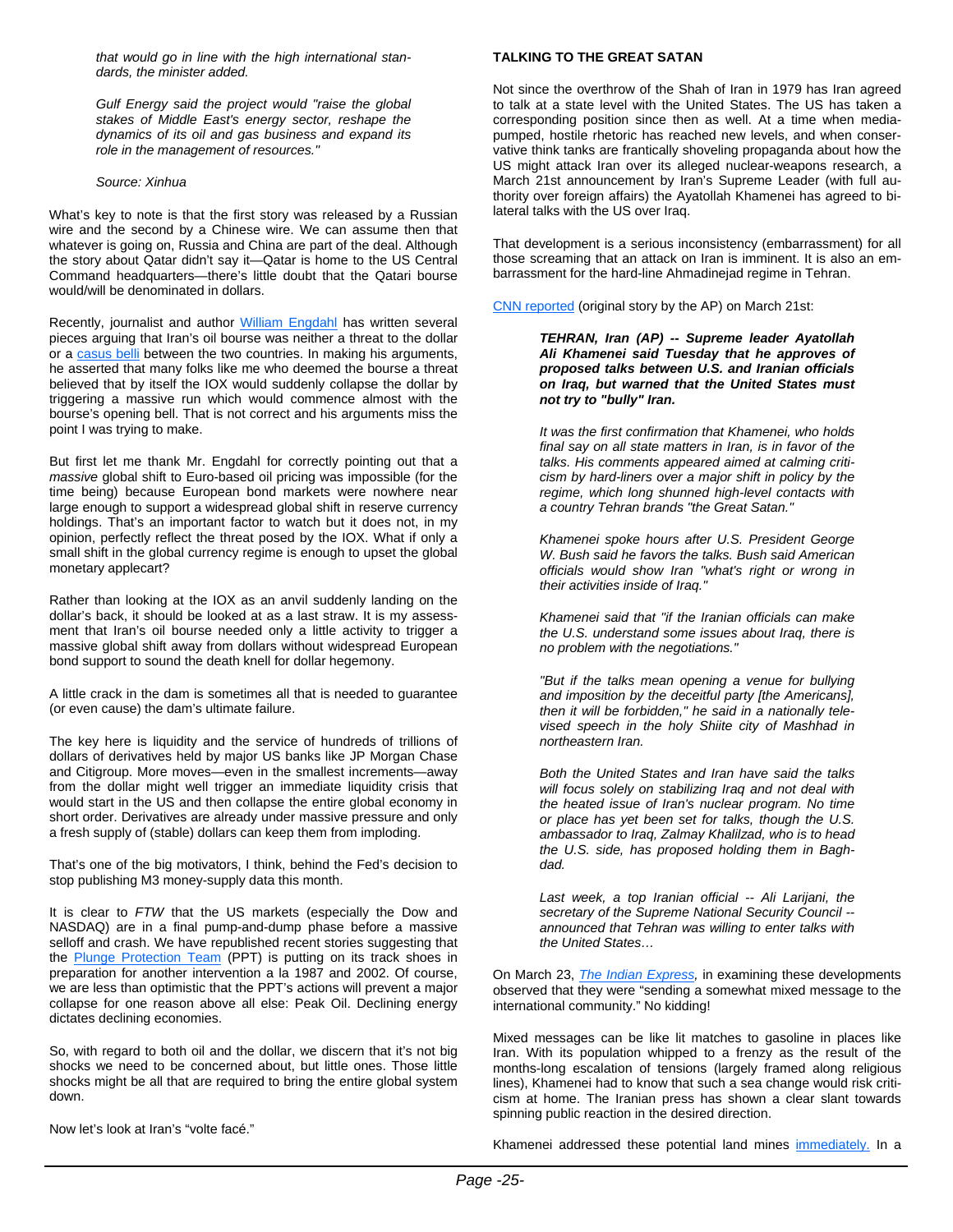*that would go in line with the high international standards, the minister added.*

*Gulf Energy said the project would "raise the global stakes of Middle East's energy sector, reshape the dynamics of its oil and gas business and expand its role in the management of resources."*

*Source: Xinhua*

What's key to note is that the first story was released by a Russian wire and the second by a Chinese wire. We can assume then that whatever is going on, Russia and China are part of the deal. Although the story about Qatar didn't say it—Qatar is home to the US Central Command headquarters—there's little doubt that the Qatari bourse would/will be denominated in dollars.

Recently, journalist and author William Engdahl has written several pieces arguing that Iran's oil bourse was neither a threat to the dollar or a casus belli between the two countries. In making his arguments, he asserted that many folks like me who deemed the bourse a threat believed that by itself the IOX would suddenly collapse the dollar by triggering a massive run which would commence almost with the bourse's opening bell. That is not correct and his arguments miss the point I was trying to make.

But first let me thank Mr. Engdahl for correctly pointing out that a *massive* global shift to Euro-based oil pricing was impossible (for the time being) because European bond markets were nowhere near large enough to support a widespread global shift in reserve currency holdings. That's an important factor to watch but it does not, in my opinion, perfectly reflect the threat posed by the IOX. What if only a small shift in the global currency regime is enough to upset the global monetary applecart?

Rather than looking at the IOX as an anvil suddenly landing on the dollar's back, it should be looked at as a last straw. It is my assessment that Iran's oil bourse needed only a little activity to trigger a massive global shift away from dollars without widespread European bond support to sound the death knell for dollar hegemony.

A little crack in the dam is sometimes all that is needed to guarantee (or even cause) the dam's ultimate failure.

The key here is liquidity and the service of hundreds of trillions of dollars of derivatives held by major US banks like JP Morgan Chase and Citigroup. More moves—even in the smallest increments—away from the dollar might well trigger an immediate liquidity crisis that would start in the US and then collapse the entire global economy in short order. Derivatives are already under massive pressure and only a fresh supply of (stable) dollars can keep them from imploding.

That's one of the big motivators, I think, behind the Fed's decision to stop publishing M3 money-supply data this month.

It is clear to *FTW* that the US markets (especially the Dow and NASDAQ) are in a final pump-and-dump phase before a massive selloff and crash. We have republished recent stories suggesting that the Plunge Protection Team (PPT) is putting on its track shoes in preparation for another intervention a la 1987 and 2002. Of course, we are less than optimistic that the PPT's actions will prevent a major collapse for one reason above all else: Peak Oil. Declining energy dictates declining economies.

So, with regard to both oil and the dollar, we discern that it's not big shocks we need to be concerned about, but little ones. Those little shocks might be all that are required to bring the entire global system down.

Now let's look at Iran's "volte facé."

## TALKING TO THE GREAT SATAN

Not since the overthrow of the Shah of Iran in 1979 has Iran agreed to talk at a state level with the United States. The US has taken a corresponding position since then as well. At a time when media-pumped, hostile rhetoric has reached new levels, and when conservative think tanks are frantically shoveling propaganda about how the US might attack Iran over its alleged nuclear-weapons research, a March 21st announcement by Iran's Supreme Leader (with full authority over foreign affairs) the Ayatollah Khamenei has agreed to bilateral talks with the US over Iraq.

That development is a serious inconsistency (embarrassment) for all those screaming that an attack on Iran is imminent. It is also an embarrassment for the hard-line Ahmadinejad regime in Tehran.

CNN reported (original story by the AP) on March 21st:

> ***TEHRAN, Iran (AP) -- Supreme leader Ayatollah Ali Khamenei said Tuesday that he approves of proposed talks between U.S. and Iranian officials on Iraq, but warned that the United States must not try to "bully" Iran.***
>
> *It was the first confirmation that Khamenei, who holds final say on all state matters in Iran, is in favor of the talks. His comments appeared aimed at calming criticism by hard-liners over a major shift in policy by the regime, which long shunned high-level contacts with a country Tehran brands "the Great Satan."*
>
> *Khamenei spoke hours after U.S. President George W. Bush said he favors the talks. Bush said American officials would show Iran "what's right or wrong in their activities inside of Iraq."*
>
> *Khamenei said that "if the Iranian officials can make the U.S. understand some issues about Iraq, there is no problem with the negotiations."*
>
> *"But if the talks mean opening a venue for bullying and imposition by the deceitful party [the Americans], then it will be forbidden," he said in a nationally televised speech in the holy Shiite city of Mashhad in northeastern Iran.*
>
> *Both the United States and Iran have said the talks will focus solely on stabilizing Iraq and not deal with the heated issue of Iran's nuclear program. No time or place has yet been set for talks, though the U.S. ambassador to Iraq, Zalmay Khalilzad, who is to head the U.S. side, has proposed holding them in Baghdad.*
>
> *Last week, a top Iranian official -- Ali Larijani, the secretary of the Supreme National Security Council -- announced that Tehran was willing to enter talks with the United States…*

On March 23, *The Indian Express,* in examining these developments observed that they were "sending a somewhat mixed message to the international community." No kidding!

Mixed messages can be like lit matches to gasoline in places like Iran. With its population whipped to a frenzy as the result of the months-long escalation of tensions (largely framed along religious lines), Khamenei had to know that such a sea change would risk criticism at home. The Iranian press has shown a clear slant towards spinning public reaction in the desired direction.

Khamenei addressed these potential land mines immediately. In a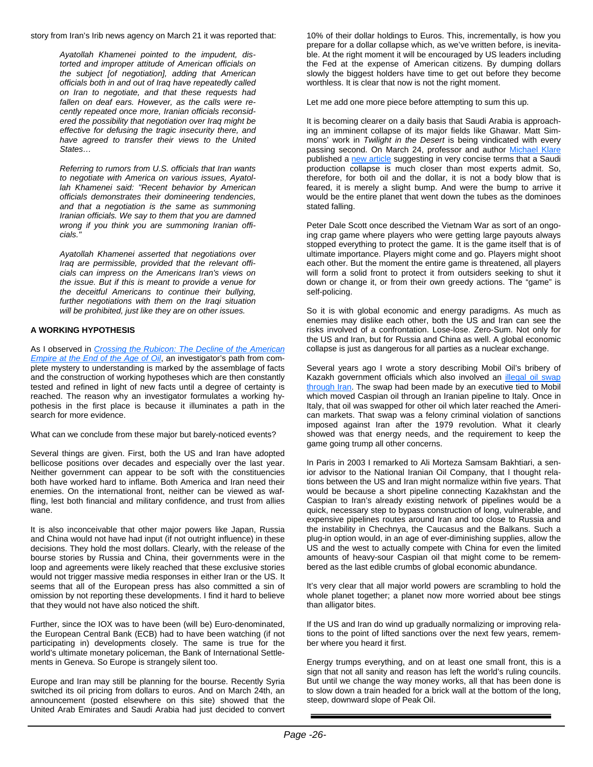story from Iran's Irib news agency on March 21 it was reported that:

> *Ayatollah Khamenei pointed to the impudent, distorted and improper attitude of American officials on the subject [of negotiation], adding that American officials both in and out of Iraq have repeatedly called on Iran to negotiate, and that these requests had fallen on deaf ears. However, as the calls were recently repeated once more, Iranian officials reconsidered the possibility that negotiation over Iraq might be effective for defusing the tragic insecurity there, and have agreed to transfer their views to the United States…*
>
> *Referring to rumors from U.S. officials that Iran wants to negotiate with America on various issues, Ayatollah Khamenei said: "Recent behavior by American officials demonstrates their domineering tendencies, and that a negotiation is the same as summoning Iranian officials. We say to them that you are damned wrong if you think you are summoning Iranian officials."*
>
> *Ayatollah Khamenei asserted that negotiations over Iraq are permissible, provided that the relevant officials can impress on the Americans Iran's views on the issue. But if this is meant to provide a venue for the deceitful Americans to continue their bullying, further negotiations with them on the Iraqi situation will be prohibited, just like they are on other issues.*

**A WORKING HYPOTHESIS**

As I observed in *Crossing the Rubicon: The Decline of the American Empire at the End of the Age of Oil*, an investigator's path from complete mystery to understanding is marked by the assemblage of facts and the construction of working hypotheses which are then constantly tested and refined in light of new facts until a degree of certainty is reached. The reason why an investigator formulates a working hypothesis in the first place is because it illuminates a path in the search for more evidence.

What can we conclude from these major but barely-noticed events?

Several things are given. First, both the US and Iran have adopted bellicose positions over decades and especially over the last year. Neither government can appear to be soft with the constituencies both have worked hard to inflame. Both America and Iran need their enemies. On the international front, neither can be viewed as waffling, lest both financial and military confidence, and trust from allies wane.

It is also inconceivable that other major powers like Japan, Russia and China would not have had input (if not outright influence) in these decisions. They hold the most dollars. Clearly, with the release of the bourse stories by Russia and China, their governments were in the loop and agreements were likely reached that these exclusive stories would not trigger massive media responses in either Iran or the US. It seems that all of the European press has also committed a sin of omission by not reporting these developments. I find it hard to believe that they would not have also noticed the shift.

Further, since the IOX was to have been (will be) Euro-denominated, the European Central Bank (ECB) had to have been watching (if not participating in) developments closely. The same is true for the world's ultimate monetary policeman, the Bank of International Settlements in Geneva. So Europe is strangely silent too.

Europe and Iran may still be planning for the bourse. Recently Syria switched its oil pricing from dollars to euros. And on March 24th, an announcement (posted elsewhere on this site) showed that the United Arab Emirates and Saudi Arabia had just decided to convert 10% of their dollar holdings to Euros. This, incrementally, is how you prepare for a dollar collapse which, as we've written before, is inevitable. At the right moment it will be encouraged by US leaders including the Fed at the expense of American citizens. By dumping dollars slowly the biggest holders have time to get out before they become worthless. It is clear that now is not the right moment.

Let me add one more piece before attempting to sum this up.

It is becoming clearer on a daily basis that Saudi Arabia is approaching an imminent collapse of its major fields like Ghawar. Matt Simmons' work in *Twilight in the Desert* is being vindicated with every passing second. On March 24, professor and author Michael Klare published a new article suggesting in very concise terms that a Saudi production collapse is much closer than most experts admit. So, therefore, for both oil and the dollar, it is not a body blow that is feared, it is merely a slight bump. And were the bump to arrive it would be the entire planet that went down the tubes as the dominoes stated falling.

Peter Dale Scott once described the Vietnam War as sort of an ongoing crap game where players who were getting large payouts always stopped everything to protect the game. It is the game itself that is of ultimate importance. Players might come and go. Players might shoot each other. But the moment the entire game is threatened, all players will form a solid front to protect it from outsiders seeking to shut it down or change it, or from their own greedy actions. The "game" is self-policing.

So it is with global economic and energy paradigms. As much as enemies may dislike each other, both the US and Iran can see the risks involved of a confrontation. Lose-lose. Zero-Sum. Not only for the US and Iran, but for Russia and China as well. A global economic collapse is just as dangerous for all parties as a nuclear exchange.

Several years ago I wrote a story describing Mobil Oil's bribery of Kazakh government officials which also involved an illegal oil swap through Iran. The swap had been made by an executive tied to Mobil which moved Caspian oil through an Iranian pipeline to Italy. Once in Italy, that oil was swapped for other oil which later reached the American markets. That swap was a felony criminal violation of sanctions imposed against Iran after the 1979 revolution. What it clearly showed was that energy needs, and the requirement to keep the game going trump all other concerns.

In Paris in 2003 I remarked to Ali Morteza Samsam Bakhtiari, a senior advisor to the National Iranian Oil Company, that I thought relations between the US and Iran might normalize within five years. That would be because a short pipeline connecting Kazakhstan and the Caspian to Iran's already existing network of pipelines would be a quick, necessary step to bypass construction of long, vulnerable, and expensive pipelines routes around Iran and too close to Russia and the instability in Chechnya, the Caucasus and the Balkans. Such a plug-in option would, in an age of ever-diminishing supplies, allow the US and the west to actually compete with China for even the limited amounts of heavy-sour Caspian oil that might come to be remembered as the last edible crumbs of global economic abundance.

It's very clear that all major world powers are scrambling to hold the whole planet together; a planet now more worried about bee stings than alligator bites.

If the US and Iran do wind up gradually normalizing or improving relations to the point of lifted sanctions over the next few years, remember where you heard it first.

Energy trumps everything, and on at least one small front, this is a sign that not all sanity and reason has left the world's ruling councils. But until we change the way money works, all that has been done is to slow down a train headed for a brick wall at the bottom of the long, steep, downward slope of Peak Oil.